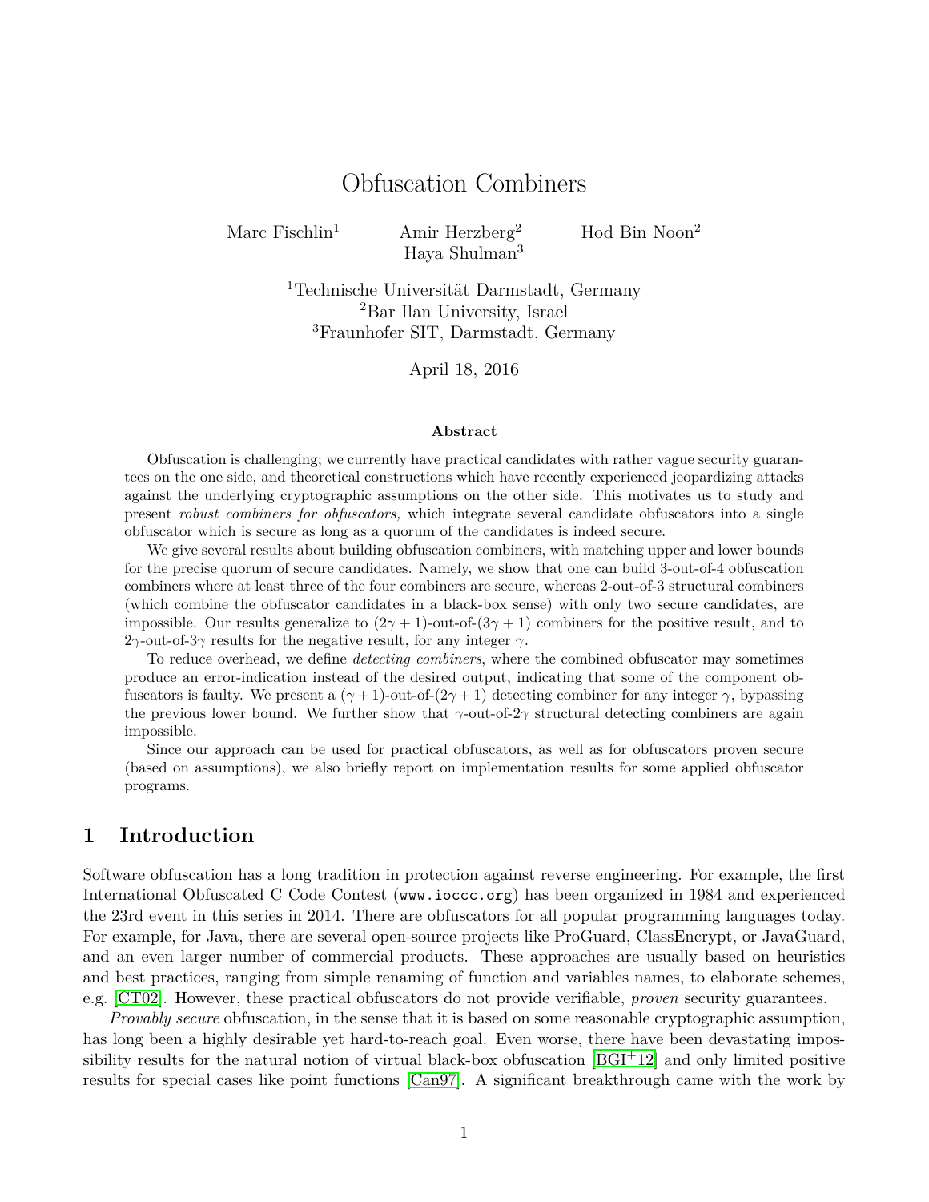# Obfuscation Combiners

Marc Fischlin[1] Amir Herzberg[2] Hod Bin Noon[2]
Haya Shulman[3]

[1]Technische Universität Darmstadt, Germany
[2]Bar Ilan University, Israel
[3]Fraunhofer SIT, Darmstadt, Germany

April 18, 2016

**Abstract**

Obfuscation is challenging; we currently have practical candidates with rather vague security guarantees on the one side, and theoretical constructions which have recently experienced jeopardizing attacks against the underlying cryptographic assumptions on the other side. This motivates us to study and present *robust combiners for obfuscators,* which integrate several candidate obfuscators into a single obfuscator which is secure as long as a quorum of the candidates is indeed secure.

We give several results about building obfuscation combiners, with matching upper and lower bounds for the precise quorum of secure candidates. Namely, we show that one can build 3-out-of-4 obfuscation combiners where at least three of the four combiners are secure, whereas 2-out-of-3 structural combiners (which combine the obfuscator candidates in a black-box sense) with only two secure candidates, are impossible. Our results generalize to $(2\gamma+1)$-out-of-$(3\gamma+1)$ combiners for the positive result, and to $2\gamma$-out-of-$3\gamma$ results for the negative result, for any integer $\gamma$.

To reduce overhead, we define *detecting combiners*, where the combined obfuscator may sometimes produce an error-indication instead of the desired output, indicating that some of the component obfuscators is faulty. We present a $(\gamma+1)$-out-of-$(2\gamma+1)$ detecting combiner for any integer $\gamma$, bypassing the previous lower bound. We further show that $\gamma$-out-of-$2\gamma$ structural detecting combiners are again impossible.

Since our approach can be used for practical obfuscators, as well as for obfuscators proven secure (based on assumptions), we also briefly report on implementation results for some applied obfuscator programs.

## 1 Introduction

Software obfuscation has a long tradition in protection against reverse engineering. For example, the first International Obfuscated C Code Contest (www.ioccc.org) has been organized in 1984 and experienced the 23rd event in this series in 2014. There are obfuscators for all popular programming languages today. For example, for Java, there are several open-source projects like ProGuard, ClassEncrypt, or JavaGuard, and an even larger number of commercial products. These approaches are usually based on heuristics and best practices, ranging from simple renaming of function and variables names, to elaborate schemes, e.g. [CT02]. However, these practical obfuscators do not provide verifiable, *proven* security guarantees.

*Provably secure* obfuscation, in the sense that it is based on some reasonable cryptographic assumption, has long been a highly desirable yet hard-to-reach goal. Even worse, there have been devastating impossibility results for the natural notion of virtual black-box obfuscation [BGI+12] and only limited positive results for special cases like point functions [Can97]. A significant breakthrough came with the work by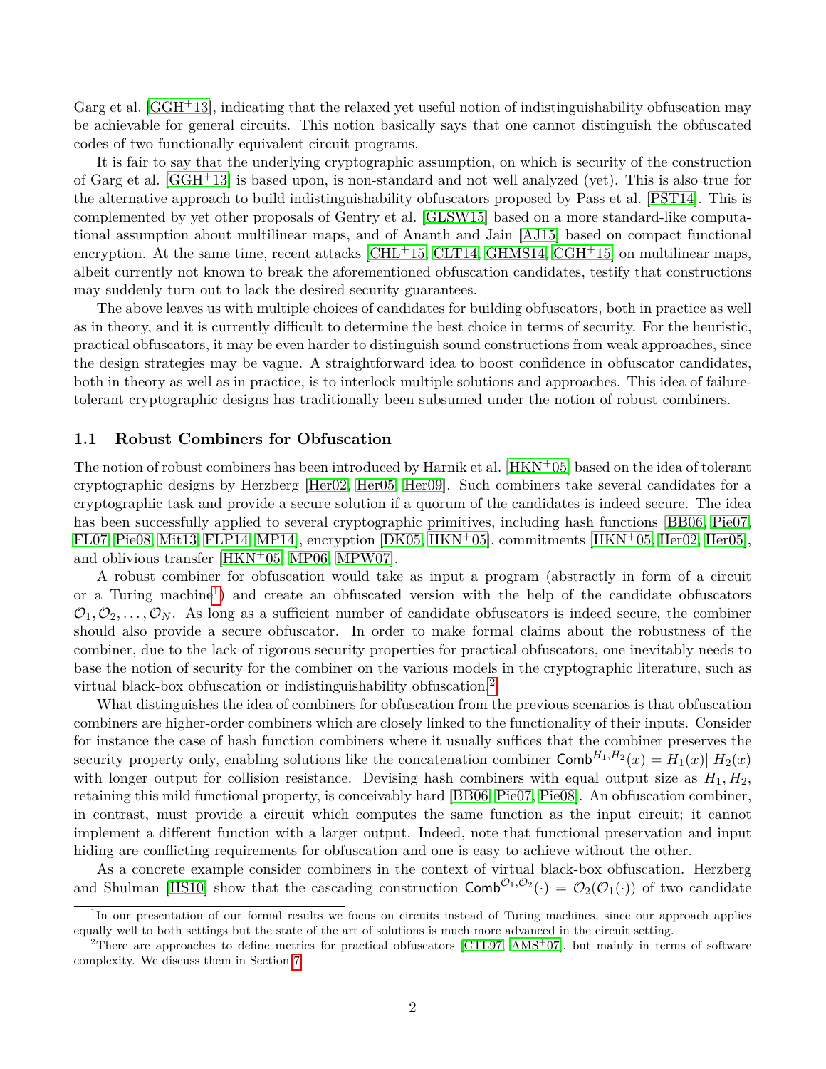Garg et al. [GGH+13], indicating that the relaxed yet useful notion of indistinguishability obfuscation may be achievable for general circuits. This notion basically says that one cannot distinguish the obfuscated codes of two functionally equivalent circuit programs.

It is fair to say that the underlying cryptographic assumption, on which is security of the construction of Garg et al. [GGH+13] is based upon, is non-standard and not well analyzed (yet). This is also true for the alternative approach to build indistinguishability obfuscators proposed by Pass et al. [PST14]. This is complemented by yet other proposals of Gentry et al. [GLSW15] based on a more standard-like computational assumption about multilinear maps, and of Ananth and Jain [AJ15] based on compact functional encryption. At the same time, recent attacks [CHL+15, CLT14, GHMS14, CGH+15] on multilinear maps, albeit currently not known to break the aforementioned obfuscation candidates, testify that constructions may suddenly turn out to lack the desired security guarantees.

The above leaves us with multiple choices of candidates for building obfuscators, both in practice as well as in theory, and it is currently difficult to determine the best choice in terms of security. For the heuristic, practical obfuscators, it may be even harder to distinguish sound constructions from weak approaches, since the design strategies may be vague. A straightforward idea to boost confidence in obfuscator candidates, both in theory as well as in practice, is to interlock multiple solutions and approaches. This idea of failure-tolerant cryptographic designs has traditionally been subsumed under the notion of robust combiners.

## 1.1 Robust Combiners for Obfuscation

The notion of robust combiners has been introduced by Harnik et al. [HKN+05] based on the idea of tolerant cryptographic designs by Herzberg [Her02, Her05, Her09]. Such combiners take several candidates for a cryptographic task and provide a secure solution if a quorum of the candidates is indeed secure. The idea has been successfully applied to several cryptographic primitives, including hash functions [BB06, Pie07, FL07, Pie08, Mit13, FLP14, MP14], encryption [DK05, HKN+05], commitments [HKN+05, Her02, Her05], and oblivious transfer [HKN+05, MP06, MPW07].

A robust combiner for obfuscation would take as input a program (abstractly in form of a circuit or a Turing machine[1]) and create an obfuscated version with the help of the candidate obfuscators $\mathcal{O}_1, \mathcal{O}_2, \ldots, \mathcal{O}_N$. As long as a sufficient number of candidate obfuscators is indeed secure, the combiner should also provide a secure obfuscator. In order to make formal claims about the robustness of the combiner, due to the lack of rigorous security properties for practical obfuscators, one inevitably needs to base the notion of security for the combiner on the various models in the cryptographic literature, such as virtual black-box obfuscation or indistinguishability obfuscation.[2]

What distinguishes the idea of combiners for obfuscation from the previous scenarios is that obfuscation combiners are higher-order combiners which are closely linked to the functionality of their inputs. Consider for instance the case of hash function combiners where it usually suffices that the combiner preserves the security property only, enabling solutions like the concatenation combiner $\mathsf{Comb}^{H_1,H_2}(x) = H_1(x)||H_2(x)$ with longer output for collision resistance. Devising hash combiners with equal output size as $H_1, H_2$, retaining this mild functional property, is conceivably hard [BB06, Pie07, Pie08]. An obfuscation combiner, in contrast, must provide a circuit which computes the same function as the input circuit; it cannot implement a different function with a larger output. Indeed, note that functional preservation and input hiding are conflicting requirements for obfuscation and one is easy to achieve without the other.

As a concrete example consider combiners in the context of virtual black-box obfuscation. Herzberg and Shulman [HS10] show that the cascading construction $\mathsf{Comb}^{\mathcal{O}_1,\mathcal{O}_2}(\cdot) = \mathcal{O}_2(\mathcal{O}_1(\cdot))$ of two candidate

[1] In our presentation of our formal results we focus on circuits instead of Turing machines, since our approach applies equally well to both settings but the state of the art of solutions is much more advanced in the circuit setting.

[2] There are approaches to define metrics for practical obfuscators [CTL97, AMS+07], but mainly in terms of software complexity. We discuss them in Section 7.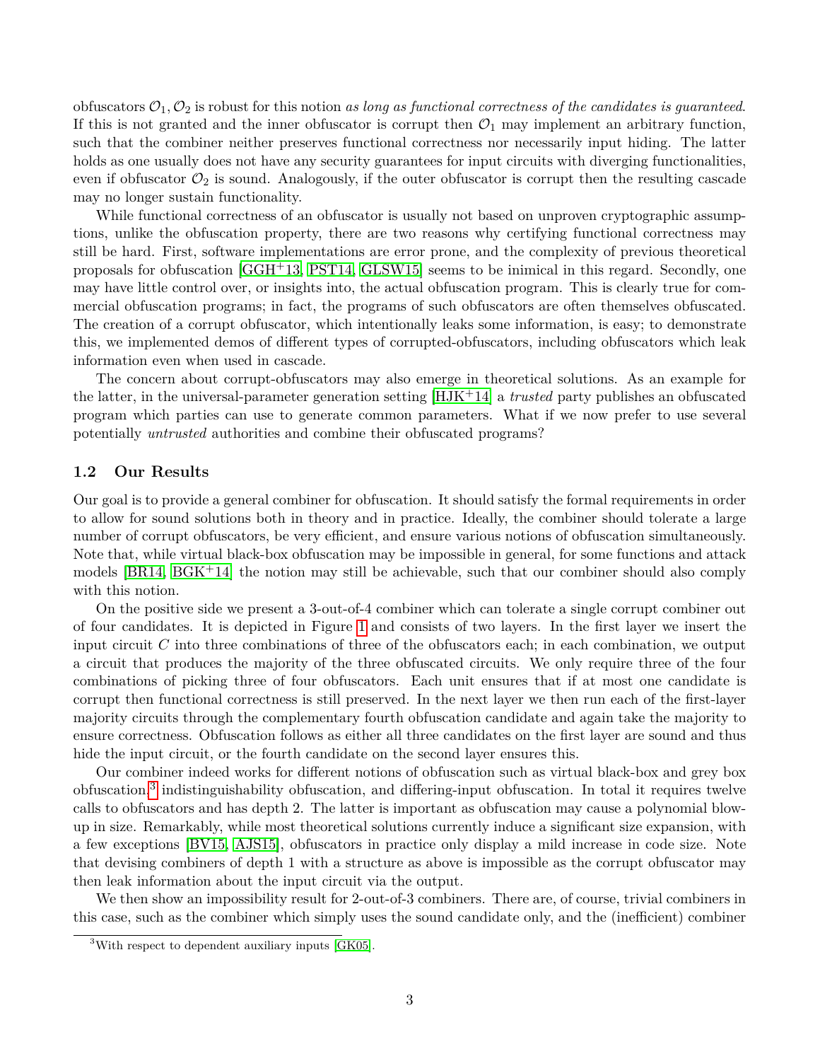obfuscators $\mathcal{O}_1, \mathcal{O}_2$ is robust for this notion *as long as functional correctness of the candidates is guaranteed*. If this is not granted and the inner obfuscator is corrupt then $\mathcal{O}_1$ may implement an arbitrary function, such that the combiner neither preserves functional correctness nor necessarily input hiding. The latter holds as one usually does not have any security guarantees for input circuits with diverging functionalities, even if obfuscator $\mathcal{O}_2$ is sound. Analogously, if the outer obfuscator is corrupt then the resulting cascade may no longer sustain functionality.

While functional correctness of an obfuscator is usually not based on unproven cryptographic assumptions, unlike the obfuscation property, there are two reasons why certifying functional correctness may still be hard. First, software implementations are error prone, and the complexity of previous theoretical proposals for obfuscation [GGH+13, PST14, GLSW15] seems to be inimical in this regard. Secondly, one may have little control over, or insights into, the actual obfuscation program. This is clearly true for commercial obfuscation programs; in fact, the programs of such obfuscators are often themselves obfuscated. The creation of a corrupt obfuscator, which intentionally leaks some information, is easy; to demonstrate this, we implemented demos of different types of corrupted-obfuscators, including obfuscators which leak information even when used in cascade.

The concern about corrupt-obfuscators may also emerge in theoretical solutions. As an example for the latter, in the universal-parameter generation setting [HJK+14] a *trusted* party publishes an obfuscated program which parties can use to generate common parameters. What if we now prefer to use several potentially *untrusted* authorities and combine their obfuscated programs?

### 1.2 Our Results

Our goal is to provide a general combiner for obfuscation. It should satisfy the formal requirements in order to allow for sound solutions both in theory and in practice. Ideally, the combiner should tolerate a large number of corrupt obfuscators, be very efficient, and ensure various notions of obfuscation simultaneously. Note that, while virtual black-box obfuscation may be impossible in general, for some functions and attack models [BR14, BGK+14] the notion may still be achievable, such that our combiner should also comply with this notion.

On the positive side we present a 3-out-of-4 combiner which can tolerate a single corrupt combiner out of four candidates. It is depicted in Figure 1 and consists of two layers. In the first layer we insert the input circuit $C$ into three combinations of three of the obfuscators each; in each combination, we output a circuit that produces the majority of the three obfuscated circuits. We only require three of the four combinations of picking three of four obfuscators. Each unit ensures that if at most one candidate is corrupt then functional correctness is still preserved. In the next layer we then run each of the first-layer majority circuits through the complementary fourth obfuscation candidate and again take the majority to ensure correctness. Obfuscation follows as either all three candidates on the first layer are sound and thus hide the input circuit, or the fourth candidate on the second layer ensures this.

Our combiner indeed works for different notions of obfuscation such as virtual black-box and grey box obfuscation,[3] indistinguishability obfuscation, and differing-input obfuscation. In total it requires twelve calls to obfuscators and has depth 2. The latter is important as obfuscation may cause a polynomial blow-up in size. Remarkably, while most theoretical solutions currently induce a significant size expansion, with a few exceptions [BV15, AJS15], obfuscators in practice only display a mild increase in code size. Note that devising combiners of depth 1 with a structure as above is impossible as the corrupt obfuscator may then leak information about the input circuit via the output.

We then show an impossibility result for 2-out-of-3 combiners. There are, of course, trivial combiners in this case, such as the combiner which simply uses the sound candidate only, and the (inefficient) combiner

[3] With respect to dependent auxiliary inputs [GK05].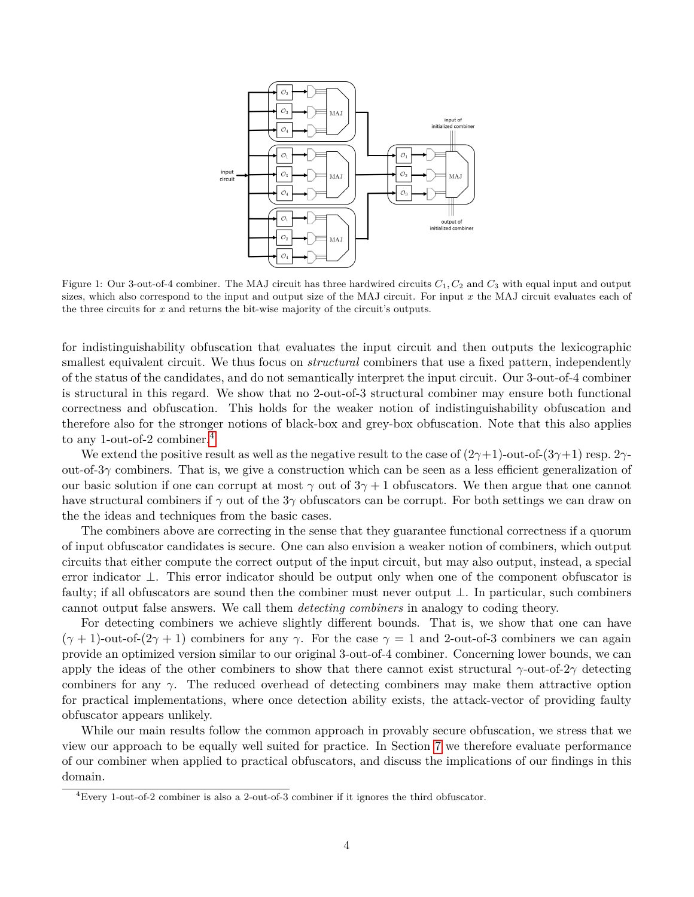Figure 1: Our 3-out-of-4 combiner. The MAJ circuit has three hardwired circuits $C_1, C_2$ and $C_3$ with equal input and output sizes, which also correspond to the input and output size of the MAJ circuit. For input $x$ the MAJ circuit evaluates each of the three circuits for $x$ and returns the bit-wise majority of the circuit's outputs.

for indistinguishability obfuscation that evaluates the input circuit and then outputs the lexicographic smallest equivalent circuit. We thus focus on *structural* combiners that use a fixed pattern, independently of the status of the candidates, and do not semantically interpret the input circuit. Our 3-out-of-4 combiner is structural in this regard. We show that no 2-out-of-3 structural combiner may ensure both functional correctness and obfuscation. This holds for the weaker notion of indistinguishability obfuscation and therefore also for the stronger notions of black-box and grey-box obfuscation. Note that this also applies to any 1-out-of-2 combiner.[4]

We extend the positive result as well as the negative result to the case of $(2\gamma+1)$-out-of-$(3\gamma+1)$ resp. $2\gamma$-out-of-$3\gamma$ combiners. That is, we give a construction which can be seen as a less efficient generalization of our basic solution if one can corrupt at most $\gamma$ out of $3\gamma+1$ obfuscators. We then argue that one cannot have structural combiners if $\gamma$ out of the $3\gamma$ obfuscators can be corrupt. For both settings we can draw on the the ideas and techniques from the basic cases.

The combiners above are correcting in the sense that they guarantee functional correctness if a quorum of input obfuscator candidates is secure. One can also envision a weaker notion of combiners, which output circuits that either compute the correct output of the input circuit, but may also output, instead, a special error indicator $\perp$. This error indicator should be output only when one of the component obfuscator is faulty; if all obfuscators are sound then the combiner must never output $\perp$. In particular, such combiners cannot output false answers. We call them *detecting combiners* in analogy to coding theory.

For detecting combiners we achieve slightly different bounds. That is, we show that one can have $(\gamma+1)$-out-of-$(2\gamma+1)$ combiners for any $\gamma$. For the case $\gamma = 1$ and 2-out-of-3 combiners we can again provide an optimized version similar to our original 3-out-of-4 combiner. Concerning lower bounds, we can apply the ideas of the other combiners to show that there cannot exist structural $\gamma$-out-of-$2\gamma$ detecting combiners for any $\gamma$. The reduced overhead of detecting combiners may make them attractive option for practical implementations, where once detection ability exists, the attack-vector of providing faulty obfuscator appears unlikely.

While our main results follow the common approach in provably secure obfuscation, we stress that we view our approach to be equally well suited for practice. In Section 7 we therefore evaluate performance of our combiner when applied to practical obfuscators, and discuss the implications of our findings in this domain.

[4] Every 1-out-of-2 combiner is also a 2-out-of-3 combiner if it ignores the third obfuscator.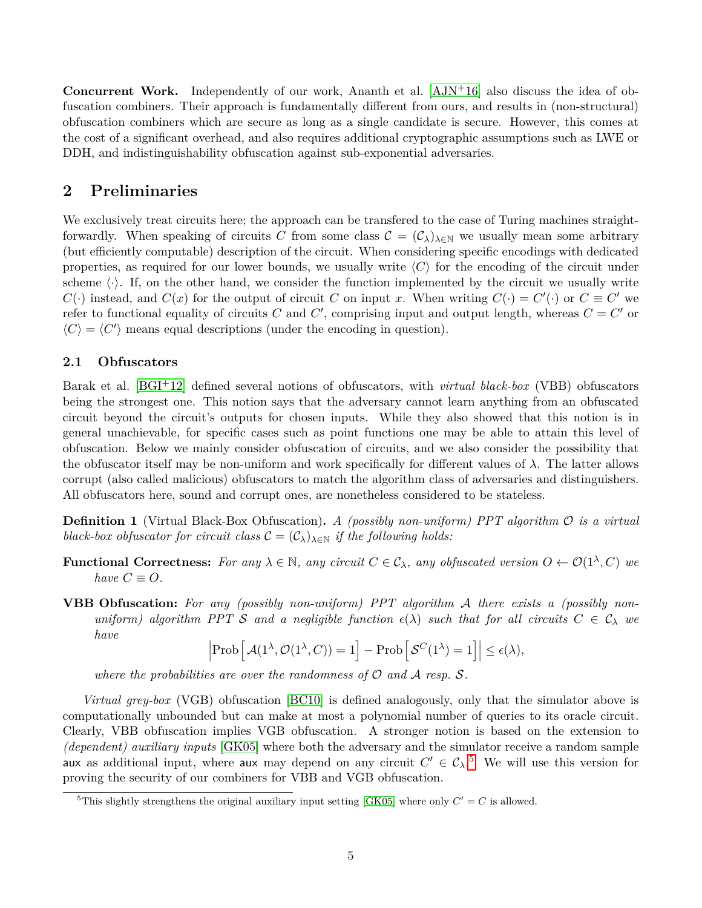**Concurrent Work.** Independently of our work, Ananth et al. [AJN+16] also discuss the idea of obfuscation combiners. Their approach is fundamentally different from ours, and results in (non-structural) obfuscation combiners which are secure as long as a single candidate is secure. However, this comes at the cost of a significant overhead, and also requires additional cryptographic assumptions such as LWE or DDH, and indistinguishability obfuscation against sub-exponential adversaries.

## 2 Preliminaries

We exclusively treat circuits here; the approach can be transfered to the case of Turing machines straightforwardly. When speaking of circuits $C$ from some class $\mathcal{C} = (\mathcal{C}_\lambda)_{\lambda\in\mathbb{N}}$ we usually mean some arbitrary (but efficiently computable) description of the circuit. When considering specific encodings with dedicated properties, as required for our lower bounds, we usually write $\langle C\rangle$ for the encoding of the circuit under scheme $\langle\cdot\rangle$. If, on the other hand, we consider the function implemented by the circuit we usually write $C(\cdot)$ instead, and $C(x)$ for the output of circuit $C$ on input $x$. When writing $C(\cdot) = C'(\cdot)$ or $C \equiv C'$ we refer to functional equality of circuits $C$ and $C'$, comprising input and output length, whereas $C = C'$ or $\langle C\rangle = \langle C'\rangle$ means equal descriptions (under the encoding in question).

### 2.1 Obfuscators

Barak et al. [BGI+12] defined several notions of obfuscators, with *virtual black-box* (VBB) obfuscators being the strongest one. This notion says that the adversary cannot learn anything from an obfuscated circuit beyond the circuit's outputs for chosen inputs. While they also showed that this notion is in general unachievable, for specific cases such as point functions one may be able to attain this level of obfuscation. Below we mainly consider obfuscation of circuits, and we also consider the possibility that the obfuscator itself may be non-uniform and work specifically for different values of $\lambda$. The latter allows corrupt (also called malicious) obfuscators to match the algorithm class of adversaries and distinguishers. All obfuscators here, sound and corrupt ones, are nonetheless considered to be stateless.

**Definition 1** (Virtual Black-Box Obfuscation)**.** *A (possibly non-uniform) PPT algorithm $\mathcal{O}$ is a virtual black-box obfuscator for circuit class $\mathcal{C} = (\mathcal{C}_\lambda)_{\lambda\in\mathbb{N}}$ if the following holds:*

**Functional Correctness:** *For any $\lambda \in \mathbb{N}$, any circuit $C \in \mathcal{C}_\lambda$, any obfuscated version $O \leftarrow \mathcal{O}(1^\lambda, C)$ we have $C \equiv O$.*

**VBB Obfuscation:** *For any (possibly non-uniform) PPT algorithm $\mathcal{A}$ there exists a (possibly non-uniform) algorithm PPT $\mathcal{S}$ and a negligible function $\epsilon(\lambda)$ such that for all circuits $C \in \mathcal{C}_\lambda$ we have*

$$\left|\mathrm{Prob}\left[\mathcal{A}(1^\lambda, \mathcal{O}(1^\lambda, C)) = 1\right] - \mathrm{Prob}\left[\mathcal{S}^C(1^\lambda) = 1\right]\right| \leq \epsilon(\lambda),$$

*where the probabilities are over the randomness of $\mathcal{O}$ and $\mathcal{A}$ resp. $\mathcal{S}$.*

*Virtual grey-box* (VGB) obfuscation [BC10] is defined analogously, only that the simulator above is computationally unbounded but can make at most a polynomial number of queries to its oracle circuit. Clearly, VBB obfuscation implies VGB obfuscation. A stronger notion is based on the extension to *(dependent) auxiliary inputs* [GK05] where both the adversary and the simulator receive a random sample aux as additional input, where aux may depend on any circuit $C' \in \mathcal{C}_\lambda$.[5] We will use this version for proving the security of our combiners for VBB and VGB obfuscation.

[5]This slightly strengthens the original auxiliary input setting [GK05] where only $C' = C$ is allowed.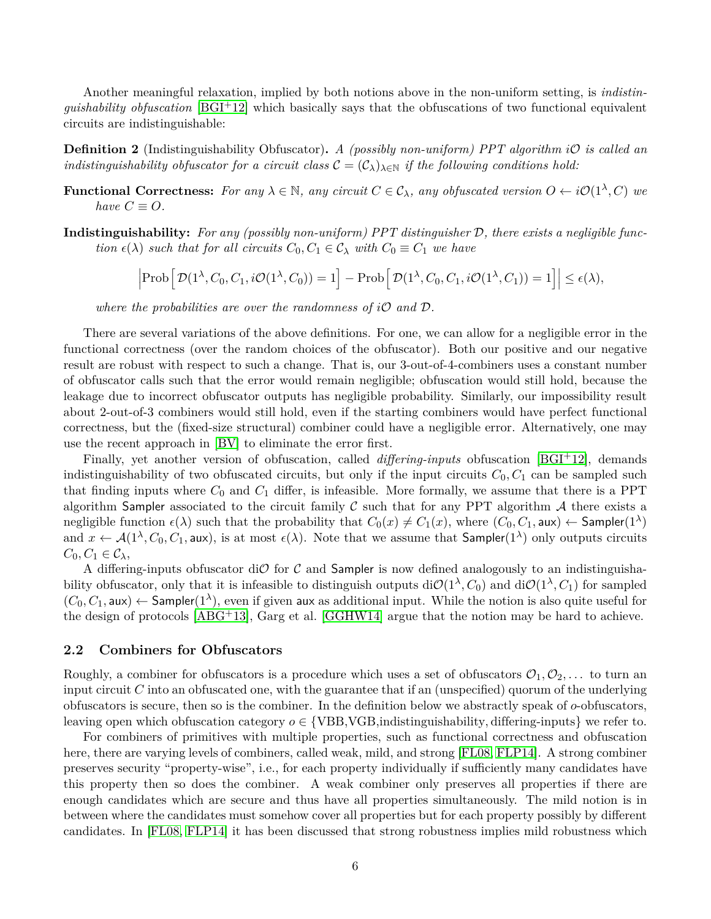Another meaningful relaxation, implied by both notions above in the non-uniform setting, is *indistinguishability obfuscation* [BGI+12] which basically says that the obfuscations of two functional equivalent circuits are indistinguishable:

**Definition 2** (Indistinguishability Obfuscator)**.** *A (possibly non-uniform) PPT algorithm $i\mathcal{O}$ is called an indistinguishability obfuscator for a circuit class $\mathcal{C} = (\mathcal{C}_\lambda)_{\lambda \in \mathbb{N}}$ if the following conditions hold:*

**Functional Correctness:** *For any $\lambda \in \mathbb{N}$, any circuit $C \in \mathcal{C}_\lambda$, any obfuscated version $O \leftarrow i\mathcal{O}(1^\lambda, C)$ we have $C \equiv O$.*

**Indistinguishability:** *For any (possibly non-uniform) PPT distinguisher $\mathcal{D}$, there exists a negligible function $\epsilon(\lambda)$ such that for all circuits $C_0, C_1 \in \mathcal{C}_\lambda$ with $C_0 \equiv C_1$ we have*

$$\left|\text{Prob}\left[\, \mathcal{D}(1^\lambda, C_0, C_1, i\mathcal{O}(1^\lambda, C_0)) = 1\right] - \text{Prob}\left[\, \mathcal{D}(1^\lambda, C_0, C_1, i\mathcal{O}(1^\lambda, C_1)) = 1\right]\right| \leq \epsilon(\lambda),$$

*where the probabilities are over the randomness of $i\mathcal{O}$ and $\mathcal{D}$.*

There are several variations of the above definitions. For one, we can allow for a negligible error in the functional correctness (over the random choices of the obfuscator). Both our positive and our negative result are robust with respect to such a change. That is, our 3-out-of-4-combiners uses a constant number of obfuscator calls such that the error would remain negligible; obfuscation would still hold, because the leakage due to incorrect obfuscator outputs has negligible probability. Similarly, our impossibility result about 2-out-of-3 combiners would still hold, even if the starting combiners would have perfect functional correctness, but the (fixed-size structural) combiner could have a negligible error. Alternatively, one may use the recent approach in [BV] to eliminate the error first.

Finally, yet another version of obfuscation, called *differing-inputs* obfuscation [BGI+12], demands indistinguishability of two obfuscated circuits, but only if the input circuits $C_0, C_1$ can be sampled such that finding inputs where $C_0$ and $C_1$ differ, is infeasible. More formally, we assume that there is a PPT algorithm $\mathsf{Sampler}$ associated to the circuit family $\mathcal{C}$ such that for any PPT algorithm $\mathcal{A}$ there exists a negligible function $\epsilon(\lambda)$ such that the probability that $C_0(x) \neq C_1(x)$, where $(C_0, C_1, \mathsf{aux}) \leftarrow \mathsf{Sampler}(1^\lambda)$ and $x \leftarrow \mathcal{A}(1^\lambda, C_0, C_1, \mathsf{aux})$, is at most $\epsilon(\lambda)$. Note that we assume that $\mathsf{Sampler}(1^\lambda)$ only outputs circuits $C_0, C_1 \in \mathcal{C}_\lambda$,

A differing-inputs obfuscator $\text{di}\mathcal{O}$ for $\mathcal{C}$ and $\mathsf{Sampler}$ is now defined analogously to an indistinguishability obfuscator, only that it is infeasible to distinguish outputs $\text{di}\mathcal{O}(1^\lambda, C_0)$ and $\text{di}\mathcal{O}(1^\lambda, C_1)$ for sampled $(C_0, C_1, \mathsf{aux}) \leftarrow \mathsf{Sampler}(1^\lambda)$, even if given $\mathsf{aux}$ as additional input. While the notion is also quite useful for the design of protocols [ABG+13], Garg et al. [GGHW14] argue that the notion may be hard to achieve.

### 2.2 Combiners for Obfuscators

Roughly, a combiner for obfuscators is a procedure which uses a set of obfuscators $\mathcal{O}_1, \mathcal{O}_2, \ldots$ to turn an input circuit $C$ into an obfuscated one, with the guarantee that if an (unspecified) quorum of the underlying obfuscators is secure, then so is the combiner. In the definition below we abstractly speak of $o$-obfuscators, leaving open which obfuscation category $o \in \{\text{VBB}, \text{VGB}, \text{indistinguishability}, \text{differing-inputs}\}$ we refer to.

For combiners of primitives with multiple properties, such as functional correctness and obfuscation here, there are varying levels of combiners, called weak, mild, and strong [FL08, FLP14]. A strong combiner preserves security "property-wise", i.e., for each property individually if sufficiently many candidates have this property then so does the combiner. A weak combiner only preserves all properties if there are enough candidates which are secure and thus have all properties simultaneously. The mild notion is in between where the candidates must somehow cover all properties but for each property possibly by different candidates. In [FL08, FLP14] it has been discussed that strong robustness implies mild robustness which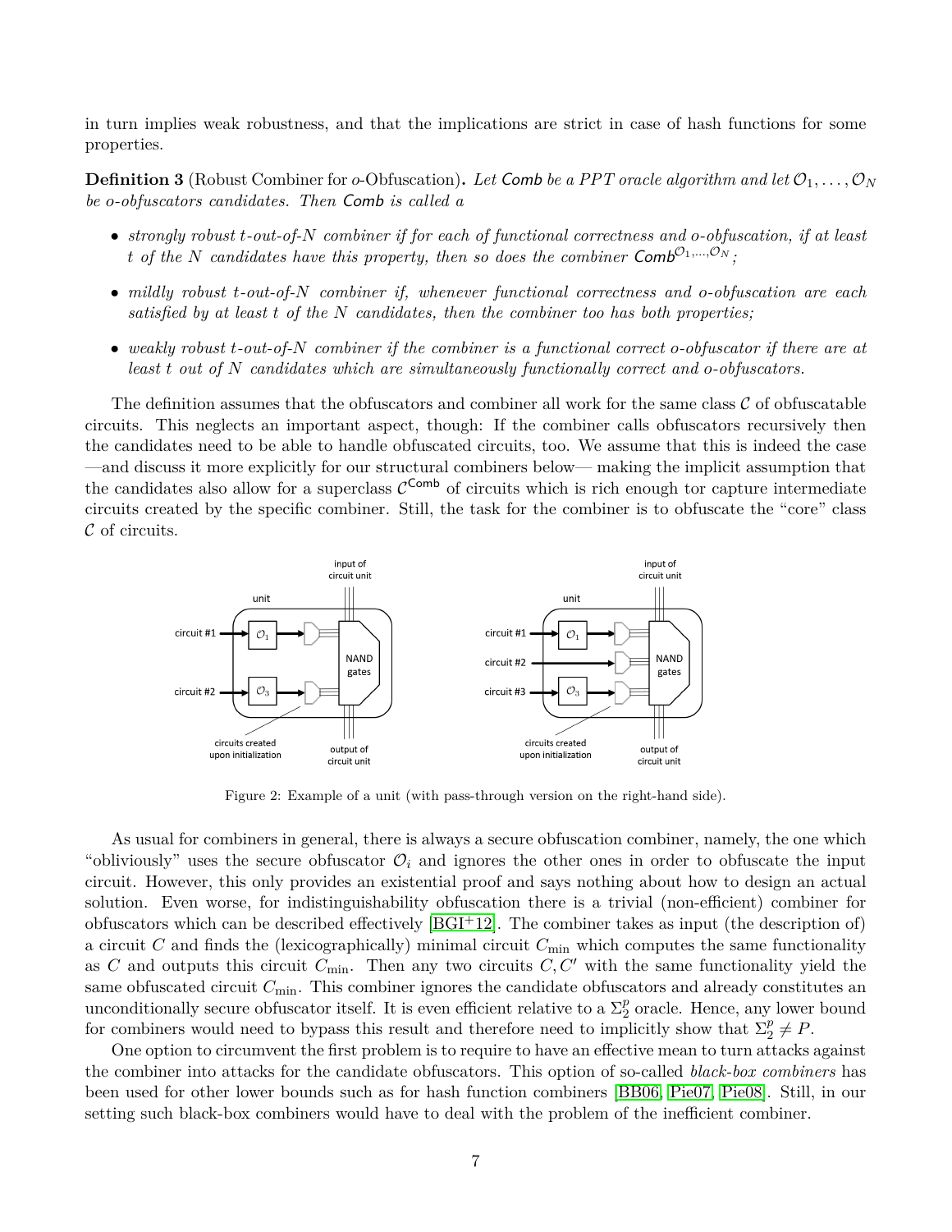in turn implies weak robustness, and that the implications are strict in case of hash functions for some properties.

**Definition 3** (Robust Combiner for *o*-Obfuscation)**.** *Let* Comb *be a PPT oracle algorithm and let $\mathcal{O}_1, \ldots, \mathcal{O}_N$ be o-obfuscators candidates. Then* Comb *is called a*

- *strongly robust t-out-of-N combiner if for each of functional correctness and o-obfuscation, if at least t of the N candidates have this property, then so does the combiner* $\mathsf{Comb}^{\mathcal{O}_1,\ldots,\mathcal{O}_N}$*;*
- *mildly robust t-out-of-N combiner if, whenever functional correctness and o-obfuscation are each satisfied by at least t of the N candidates, then the combiner too has both properties;*
- *weakly robust t-out-of-N combiner if the combiner is a functional correct o-obfuscator if there are at least t out of N candidates which are simultaneously functionally correct and o-obfuscators.*

The definition assumes that the obfuscators and combiner all work for the same class $\mathcal{C}$ of obfuscatable circuits. This neglects an important aspect, though: If the combiner calls obfuscators recursively then the candidates need to be able to handle obfuscated circuits, too. We assume that this is indeed the case —and discuss it more explicitly for our structural combiners below— making the implicit assumption that the candidates also allow for a superclass $\mathcal{C}^{\mathsf{Comb}}$ of circuits which is rich enough tor capture intermediate circuits created by the specific combiner. Still, the task for the combiner is to obfuscate the "core" class $\mathcal{C}$ of circuits.

Figure 2: Example of a unit (with pass-through version on the right-hand side).

As usual for combiners in general, there is always a secure obfuscation combiner, namely, the one which "obliviously" uses the secure obfuscator $\mathcal{O}_i$ and ignores the other ones in order to obfuscate the input circuit. However, this only provides an existential proof and says nothing about how to design an actual solution. Even worse, for indistinguishability obfuscation there is a trivial (non-efficient) combiner for obfuscators which can be described effectively [BGI+12]. The combiner takes as input (the description of) a circuit $C$ and finds the (lexicographically) minimal circuit $C_{\min}$ which computes the same functionality as $C$ and outputs this circuit $C_{\min}$. Then any two circuits $C, C'$ with the same functionality yield the same obfuscated circuit $C_{\min}$. This combiner ignores the candidate obfuscators and already constitutes an unconditionally secure obfuscator itself. It is even efficient relative to a $\Sigma_2^p$ oracle. Hence, any lower bound for combiners would need to bypass this result and therefore need to implicitly show that $\Sigma_2^p \neq P$.

One option to circumvent the first problem is to require to have an effective mean to turn attacks against the combiner into attacks for the candidate obfuscators. This option of so-called *black-box combiners* has been used for other lower bounds such as for hash function combiners [BB06, Pie07, Pie08]. Still, in our setting such black-box combiners would have to deal with the problem of the inefficient combiner.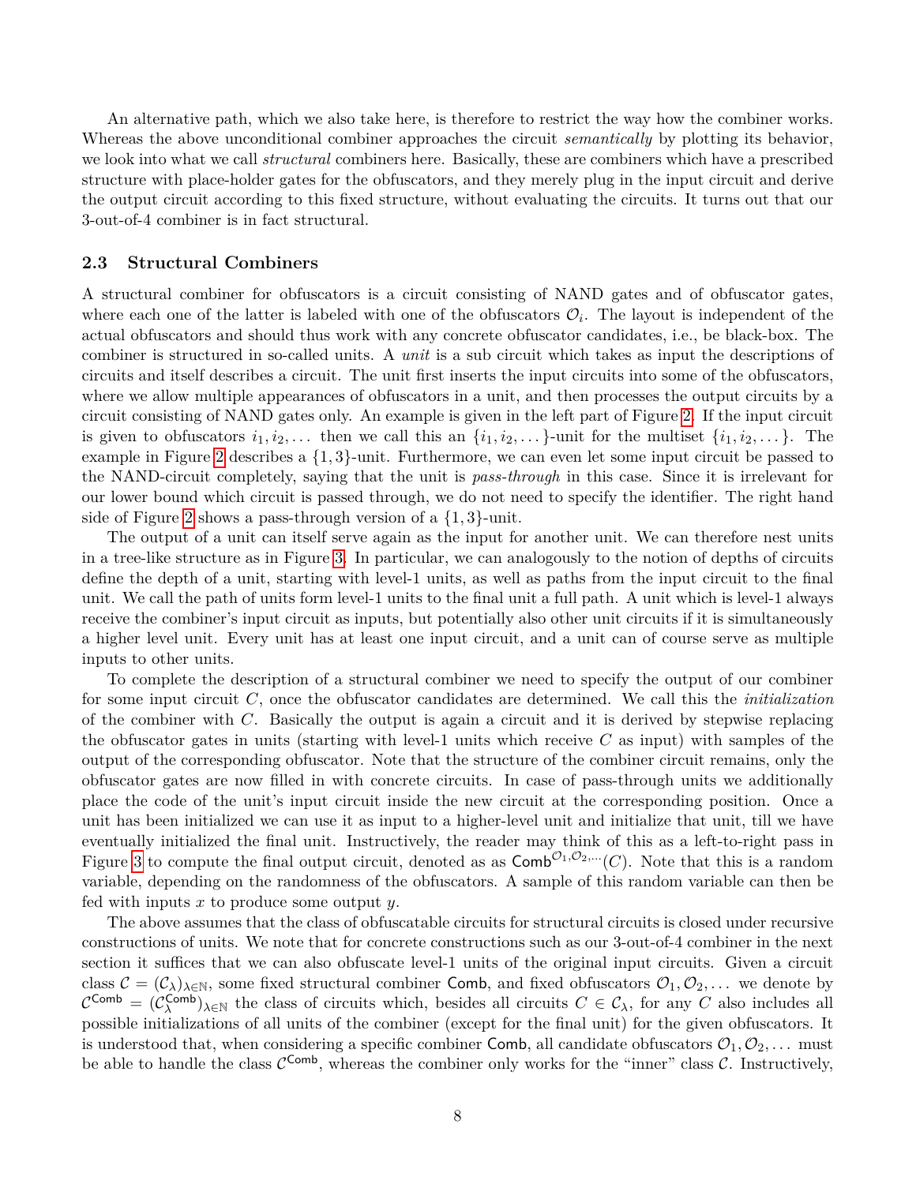An alternative path, which we also take here, is therefore to restrict the way how the combiner works. Whereas the above unconditional combiner approaches the circuit *semantically* by plotting its behavior, we look into what we call *structural* combiners here. Basically, these are combiners which have a prescribed structure with place-holder gates for the obfuscators, and they merely plug in the input circuit and derive the output circuit according to this fixed structure, without evaluating the circuits. It turns out that our 3-out-of-4 combiner is in fact structural.

### 2.3 Structural Combiners

A structural combiner for obfuscators is a circuit consisting of NAND gates and of obfuscator gates, where each one of the latter is labeled with one of the obfuscators $\mathcal{O}_i$. The layout is independent of the actual obfuscators and should thus work with any concrete obfuscator candidates, i.e., be black-box. The combiner is structured in so-called units. A *unit* is a sub circuit which takes as input the descriptions of circuits and itself describes a circuit. The unit first inserts the input circuits into some of the obfuscators, where we allow multiple appearances of obfuscators in a unit, and then processes the output circuits by a circuit consisting of NAND gates only. An example is given in the left part of Figure 2. If the input circuit is given to obfuscators $i_1, i_2, \ldots$ then we call this an $\{i_1, i_2, \ldots\}$-unit for the multiset $\{i_1, i_2, \ldots\}$. The example in Figure 2 describes a $\{1, 3\}$-unit. Furthermore, we can even let some input circuit be passed to the NAND-circuit completely, saying that the unit is *pass-through* in this case. Since it is irrelevant for our lower bound which circuit is passed through, we do not need to specify the identifier. The right hand side of Figure 2 shows a pass-through version of a $\{1, 3\}$-unit.

The output of a unit can itself serve again as the input for another unit. We can therefore nest units in a tree-like structure as in Figure 3. In particular, we can analogously to the notion of depths of circuits define the depth of a unit, starting with level-1 units, as well as paths from the input circuit to the final unit. We call the path of units form level-1 units to the final unit a full path. A unit which is level-1 always receive the combiner's input circuit as inputs, but potentially also other unit circuits if it is simultaneously a higher level unit. Every unit has at least one input circuit, and a unit can of course serve as multiple inputs to other units.

To complete the description of a structural combiner we need to specify the output of our combiner for some input circuit $C$, once the obfuscator candidates are determined. We call this the *initialization* of the combiner with $C$. Basically the output is again a circuit and it is derived by stepwise replacing the obfuscator gates in units (starting with level-1 units which receive $C$ as input) with samples of the output of the corresponding obfuscator. Note that the structure of the combiner circuit remains, only the obfuscator gates are now filled in with concrete circuits. In case of pass-through units we additionally place the code of the unit's input circuit inside the new circuit at the corresponding position. Once a unit has been initialized we can use it as input to a higher-level unit and initialize that unit, till we have eventually initialized the final unit. Instructively, the reader may think of this as a left-to-right pass in Figure 3 to compute the final output circuit, denoted as as $\mathsf{Comb}^{\mathcal{O}_1, \mathcal{O}_2, \cdots}(C)$. Note that this is a random variable, depending on the randomness of the obfuscators. A sample of this random variable can then be fed with inputs $x$ to produce some output $y$.

The above assumes that the class of obfuscatable circuits for structural circuits is closed under recursive constructions of units. We note that for concrete constructions such as our 3-out-of-4 combiner in the next section it suffices that we can also obfuscate level-1 units of the original input circuits. Given a circuit class $\mathcal{C} = (\mathcal{C}_\lambda)_{\lambda \in \mathbb{N}}$, some fixed structural combiner $\mathsf{Comb}$, and fixed obfuscators $\mathcal{O}_1, \mathcal{O}_2, \ldots$ we denote by $\mathcal{C}^{\mathsf{Comb}} = (\mathcal{C}^{\mathsf{Comb}}_\lambda)_{\lambda \in \mathbb{N}}$ the class of circuits which, besides all circuits $C \in \mathcal{C}_\lambda$, for any $C$ also includes all possible initializations of all units of the combiner (except for the final unit) for the given obfuscators. It is understood that, when considering a specific combiner $\mathsf{Comb}$, all candidate obfuscators $\mathcal{O}_1, \mathcal{O}_2, \ldots$ must be able to handle the class $\mathcal{C}^{\mathsf{Comb}}$, whereas the combiner only works for the "inner" class $\mathcal{C}$. Instructively,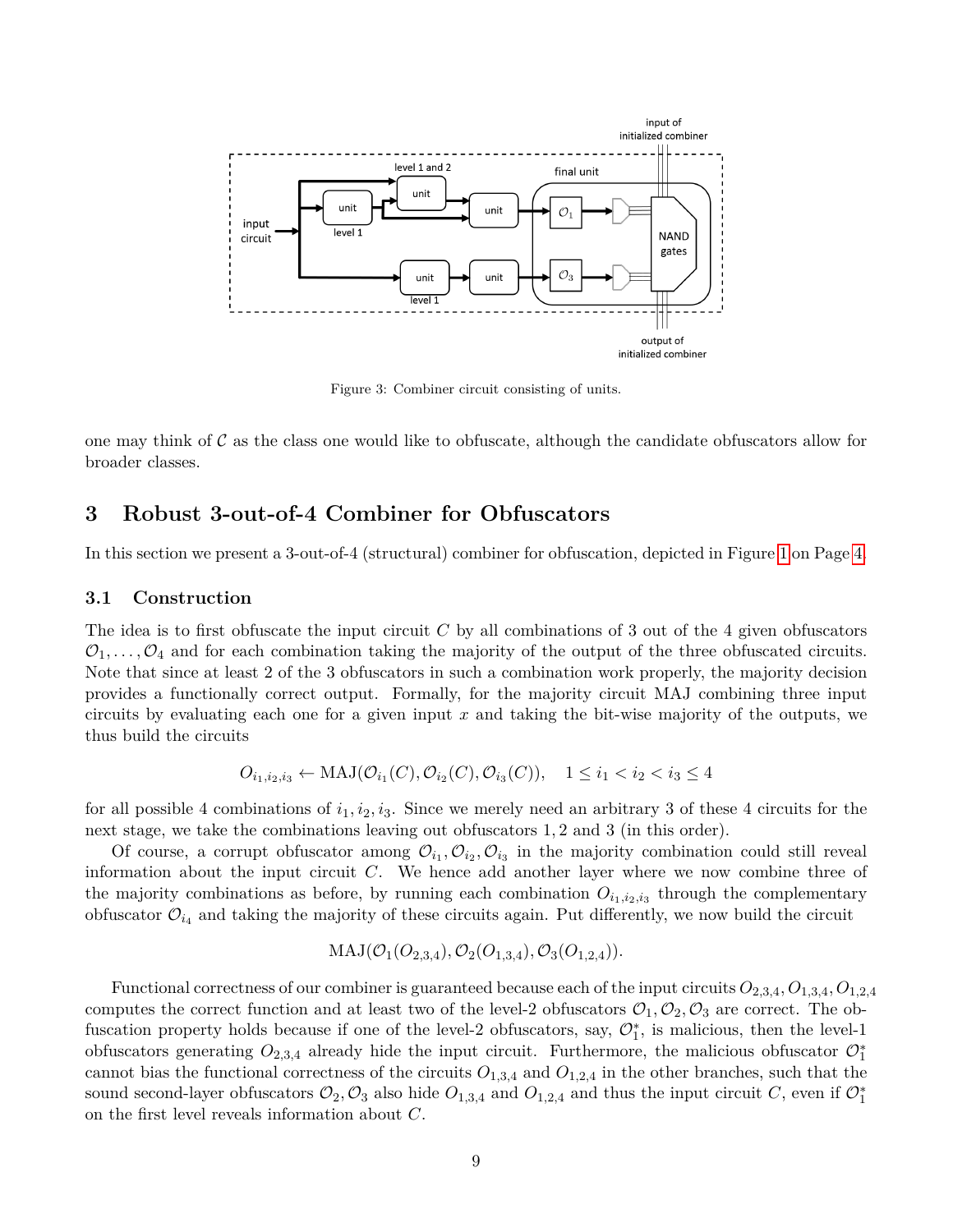Figure 3: Combiner circuit consisting of units.

one may think of $\mathcal{C}$ as the class one would like to obfuscate, although the candidate obfuscators allow for broader classes.

## 3 Robust 3-out-of-4 Combiner for Obfuscators

In this section we present a 3-out-of-4 (structural) combiner for obfuscation, depicted in Figure 1 on Page 4.

### 3.1 Construction

The idea is to first obfuscate the input circuit $C$ by all combinations of 3 out of the 4 given obfuscators $\mathcal{O}_1, \dots, \mathcal{O}_4$ and for each combination taking the majority of the output of the three obfuscated circuits. Note that since at least 2 of the 3 obfuscators in such a combination work properly, the majority decision provides a functionally correct output. Formally, for the majority circuit MAJ combining three input circuits by evaluating each one for a given input $x$ and taking the bit-wise majority of the outputs, we thus build the circuits

$$O_{i_1,i_2,i_3} \leftarrow \text{MAJ}(\mathcal{O}_{i_1}(C), \mathcal{O}_{i_2}(C), \mathcal{O}_{i_3}(C)), \quad 1 \leq i_1 < i_2 < i_3 \leq 4$$

for all possible 4 combinations of $i_1, i_2, i_3$. Since we merely need an arbitrary 3 of these 4 circuits for the next stage, we take the combinations leaving out obfuscators $1, 2$ and $3$ (in this order).

Of course, a corrupt obfuscator among $\mathcal{O}_{i_1}, \mathcal{O}_{i_2}, \mathcal{O}_{i_3}$ in the majority combination could still reveal information about the input circuit $C$. We hence add another layer where we now combine three of the majority combinations as before, by running each combination $O_{i_1,i_2,i_3}$ through the complementary obfuscator $\mathcal{O}_{i_4}$ and taking the majority of these circuits again. Put differently, we now build the circuit

$$\text{MAJ}(\mathcal{O}_1(O_{2,3,4}), \mathcal{O}_2(O_{1,3,4}), \mathcal{O}_3(O_{1,2,4})).$$

Functional correctness of our combiner is guaranteed because each of the input circuits $O_{2,3,4}, O_{1,3,4}, O_{1,2,4}$ computes the correct function and at least two of the level-2 obfuscators $\mathcal{O}_1, \mathcal{O}_2, \mathcal{O}_3$ are correct. The obfuscation property holds because if one of the level-2 obfuscators, say, $\mathcal{O}_1^*$, is malicious, then the level-1 obfuscators generating $O_{2,3,4}$ already hide the input circuit. Furthermore, the malicious obfuscator $\mathcal{O}_1^*$ cannot bias the functional correctness of the circuits $O_{1,3,4}$ and $O_{1,2,4}$ in the other branches, such that the sound second-layer obfuscators $\mathcal{O}_2, \mathcal{O}_3$ also hide $O_{1,3,4}$ and $O_{1,2,4}$ and thus the input circuit $C$, even if $\mathcal{O}_1^*$ on the first level reveals information about $C$.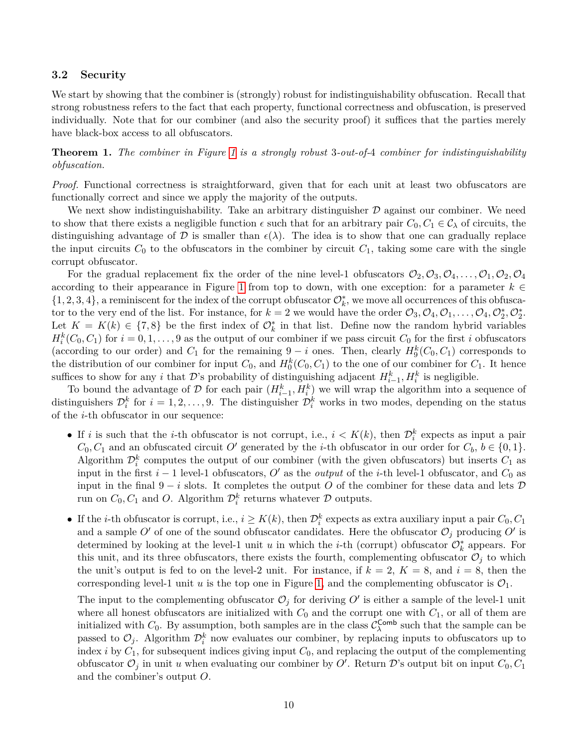### 3.2 Security

We start by showing that the combiner is (strongly) robust for indistinguishability obfuscation. Recall that strong robustness refers to the fact that each property, functional correctness and obfuscation, is preserved individually. Note that for our combiner (and also the security proof) it suffices that the parties merely have black-box access to all obfuscators.

**Theorem 1.** *The combiner in Figure 1 is a strongly robust* 3*-out-of-*4 *combiner for indistinguishability obfuscation.*

*Proof.* Functional correctness is straightforward, given that for each unit at least two obfuscators are functionally correct and since we apply the majority of the outputs.

We next show indistinguishability. Take an arbitrary distinguisher $\mathcal{D}$ against our combiner. We need to show that there exists a negligible function $\epsilon$ such that for an arbitrary pair $C_0, C_1 \in \mathcal{C}_\lambda$ of circuits, the distinguishing advantage of $\mathcal{D}$ is smaller than $\epsilon(\lambda)$. The idea is to show that one can gradually replace the input circuits $C_0$ to the obfuscators in the combiner by circuit $C_1$, taking some care with the single corrupt obfuscator.

For the gradual replacement fix the order of the nine level-1 obfuscators $\mathcal{O}_2, \mathcal{O}_3, \mathcal{O}_4, \ldots, \mathcal{O}_1, \mathcal{O}_2, \mathcal{O}_4$ according to their appearance in Figure 1 from top to down, with one exception: for a parameter $k \in \{1, 2, 3, 4\}$, a reminiscent for the index of the corrupt obfuscator $\mathcal{O}_k^*$, we move all occurrences of this obfuscator to the very end of the list. For instance, for $k = 2$ we would have the order $\mathcal{O}_3, \mathcal{O}_4, \mathcal{O}_1, \ldots, \mathcal{O}_4, \mathcal{O}_2^*, \mathcal{O}_2^*$. Let $K = K(k) \in \{7, 8\}$ be the first index of $\mathcal{O}_k^*$ in that list. Define now the random hybrid variables $H_i^k(C_0, C_1)$ for $i = 0, 1, \ldots, 9$ as the output of our combiner if we pass circuit $C_0$ for the first $i$ obfuscators (according to our order) and $C_1$ for the remaining $9 - i$ ones. Then, clearly $H_9^k(C_0, C_1)$ corresponds to the distribution of our combiner for input $C_0$, and $H_0^k(C_0, C_1)$ to the one of our combiner for $C_1$. It hence suffices to show for any $i$ that $\mathcal{D}$'s probability of distinguishing adjacent $H_{i-1}^k, H_i^k$ is negligible.

To bound the advantage of $\mathcal{D}$ for each pair $(H_{i-1}^k, H_i^k)$ we will wrap the algorithm into a sequence of distinguishers $\mathcal{D}_i^k$ for $i = 1, 2, \ldots, 9$. The distinguisher $\mathcal{D}_i^k$ works in two modes, depending on the status of the $i$-th obfuscator in our sequence:

- If $i$ is such that the $i$-th obfuscator is not corrupt, i.e., $i < K(k)$, then $\mathcal{D}_i^k$ expects as input a pair $C_0, C_1$ and an obfuscated circuit $O'$ generated by the $i$-th obfuscator in our order for $C_b$, $b \in \{0, 1\}$. Algorithm $\mathcal{D}_i^k$ computes the output of our combiner (with the given obfuscators) but inserts $C_1$ as input in the first $i - 1$ level-1 obfuscators, $O'$ as the *output* of the $i$-th level-1 obfuscator, and $C_0$ as input in the final $9 - i$ slots. It completes the output $O$ of the combiner for these data and lets $\mathcal{D}$ run on $C_0, C_1$ and $O$. Algorithm $\mathcal{D}_i^k$ returns whatever $\mathcal{D}$ outputs.

- If the $i$-th obfuscator is corrupt, i.e., $i \geq K(k)$, then $\mathcal{D}_i^k$ expects as extra auxiliary input a pair $C_0, C_1$ and a sample $O'$ of one of the sound obfuscator candidates. Here the obfuscator $\mathcal{O}_j$ producing $O'$ is determined by looking at the level-1 unit $u$ in which the $i$-th (corrupt) obfuscator $\mathcal{O}_k^*$ appears. For this unit, and its three obfuscators, there exists the fourth, complementing obfuscator $\mathcal{O}_j$ to which the unit's output is fed to on the level-2 unit. For instance, if $k = 2$, $K = 8$, and $i = 8$, then the corresponding level-1 unit $u$ is the top one in Figure 1, and the complementing obfuscator is $\mathcal{O}_1$.

  The input to the complementing obfuscator $\mathcal{O}_j$ for deriving $O'$ is either a sample of the level-1 unit where all honest obfuscators are initialized with $C_0$ and the corrupt one with $C_1$, or all of them are initialized with $C_0$. By assumption, both samples are in the class $\mathcal{C}_\lambda^{\mathsf{Comb}}$ such that the sample can be passed to $\mathcal{O}_j$. Algorithm $\mathcal{D}_i^k$ now evaluates our combiner, by replacing inputs to obfuscators up to index $i$ by $C_1$, for subsequent indices giving input $C_0$, and replacing the output of the complementing obfuscator $\mathcal{O}_j$ in unit $u$ when evaluating our combiner by $O'$. Return $\mathcal{D}$'s output bit on input $C_0, C_1$ and the combiner's output $O$.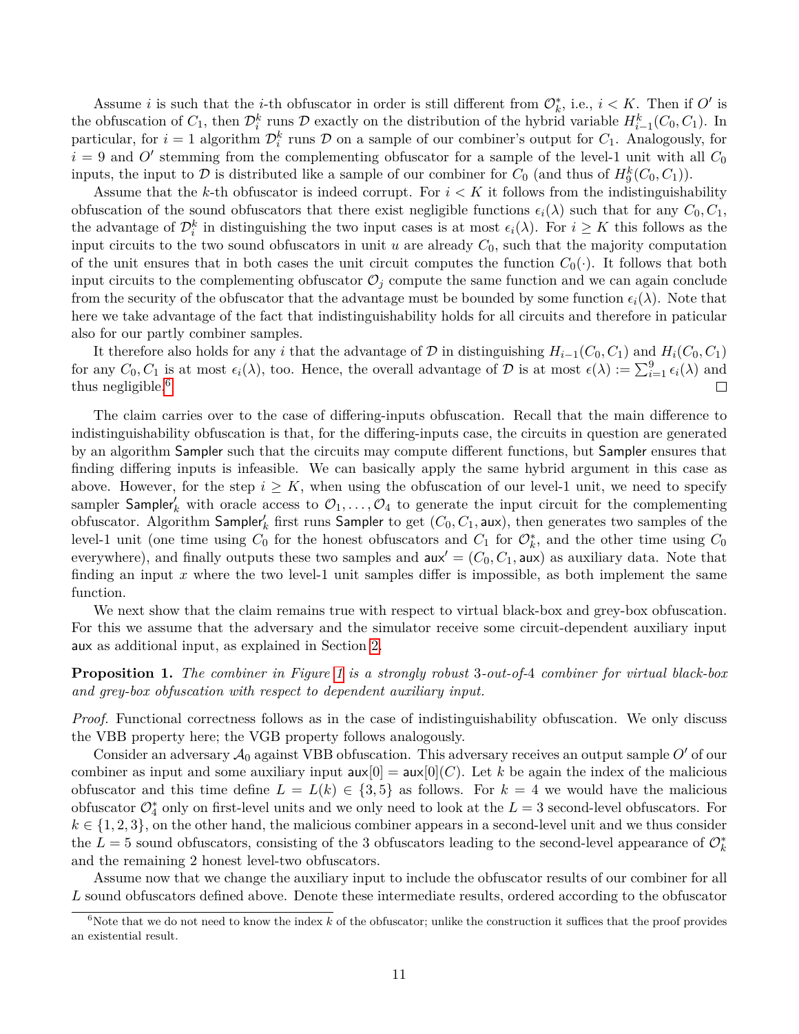Assume $i$ is such that the $i$-th obfuscator in order is still different from $\mathcal{O}_k^*$, i.e., $i < K$. Then if $O'$ is the obfuscation of $C_1$, then $\mathcal{D}_i^k$ runs $\mathcal{D}$ exactly on the distribution of the hybrid variable $H_{i-1}^k(C_0, C_1)$. In particular, for $i = 1$ algorithm $\mathcal{D}_i^k$ runs $\mathcal{D}$ on a sample of our combiner's output for $C_1$. Analogously, for $i = 9$ and $O'$ stemming from the complementing obfuscator for a sample of the level-1 unit with all $C_0$ inputs, the input to $\mathcal{D}$ is distributed like a sample of our combiner for $C_0$ (and thus of $H_9^k(C_0, C_1)$).

Assume that the $k$-th obfuscator is indeed corrupt. For $i < K$ it follows from the indistinguishability obfuscation of the sound obfuscators that there exist negligible functions $\epsilon_i(\lambda)$ such that for any $C_0, C_1$, the advantage of $\mathcal{D}_i^k$ in distinguishing the two input cases is at most $\epsilon_i(\lambda)$. For $i \geq K$ this follows as the input circuits to the two sound obfuscators in unit $u$ are already $C_0$, such that the majority computation of the unit ensures that in both cases the unit circuit computes the function $C_0(\cdot)$. It follows that both input circuits to the complementing obfuscator $\mathcal{O}_j$ compute the same function and we can again conclude from the security of the obfuscator that the advantage must be bounded by some function $\epsilon_i(\lambda)$. Note that here we take advantage of the fact that indistinguishability holds for all circuits and therefore in paticular also for our partly combiner samples.

It therefore also holds for any $i$ that the advantage of $\mathcal{D}$ in distinguishing $H_{i-1}(C_0, C_1)$ and $H_i(C_0, C_1)$ for any $C_0, C_1$ is at most $\epsilon_i(\lambda)$, too. Hence, the overall advantage of $\mathcal{D}$ is at most $\epsilon(\lambda) := \sum_{i=1}^{9} \epsilon_i(\lambda)$ and thus negligible.[6] □

The claim carries over to the case of differing-inputs obfuscation. Recall that the main difference to indistinguishability obfuscation is that, for the differing-inputs case, the circuits in question are generated by an algorithm Sampler such that the circuits may compute different functions, but Sampler ensures that finding differing inputs is infeasible. We can basically apply the same hybrid argument in this case as above. However, for the step $i \geq K$, when using the obfuscation of our level-1 unit, we need to specify sampler $\mathsf{Sampler}'_k$ with oracle access to $\mathcal{O}_1, \ldots, \mathcal{O}_4$ to generate the input circuit for the complementing obfuscator. Algorithm $\mathsf{Sampler}'_k$ first runs Sampler to get $(C_0, C_1, \mathsf{aux})$, then generates two samples of the level-1 unit (one time using $C_0$ for the honest obfuscators and $C_1$ for $\mathcal{O}_k^*$, and the other time using $C_0$ everywhere), and finally outputs these two samples and $\mathsf{aux}' = (C_0, C_1, \mathsf{aux})$ as auxiliary data. Note that finding an input $x$ where the two level-1 unit samples differ is impossible, as both implement the same function.

We next show that the claim remains true with respect to virtual black-box and grey-box obfuscation. For this we assume that the adversary and the simulator receive some circuit-dependent auxiliary input aux as additional input, as explained in Section 2.

**Proposition 1.** *The combiner in Figure 1 is a strongly robust 3-out-of-4 combiner for virtual black-box and grey-box obfuscation with respect to dependent auxiliary input.*

*Proof.* Functional correctness follows as in the case of indistinguishability obfuscation. We only discuss the VBB property here; the VGB property follows analogously.

Consider an adversary $\mathcal{A}_0$ against VBB obfuscation. This adversary receives an output sample $O'$ of our combiner as input and some auxiliary input $\mathsf{aux}[0] = \mathsf{aux}[0](C)$. Let $k$ be again the index of the malicious obfuscator and this time define $L = L(k) \in \{3, 5\}$ as follows. For $k = 4$ we would have the malicious obfuscator $\mathcal{O}_4^*$ only on first-level units and we only need to look at the $L = 3$ second-level obfuscators. For $k \in \{1, 2, 3\}$, on the other hand, the malicious combiner appears in a second-level unit and we thus consider the $L = 5$ sound obfuscators, consisting of the 3 obfuscators leading to the second-level appearance of $\mathcal{O}_k^*$ and the remaining 2 honest level-two obfuscators.

Assume now that we change the auxiliary input to include the obfuscator results of our combiner for all $L$ sound obfuscators defined above. Denote these intermediate results, ordered according to the obfuscator

[6] Note that we do not need to know the index $k$ of the obfuscator; unlike the construction it suffices that the proof provides an existential result.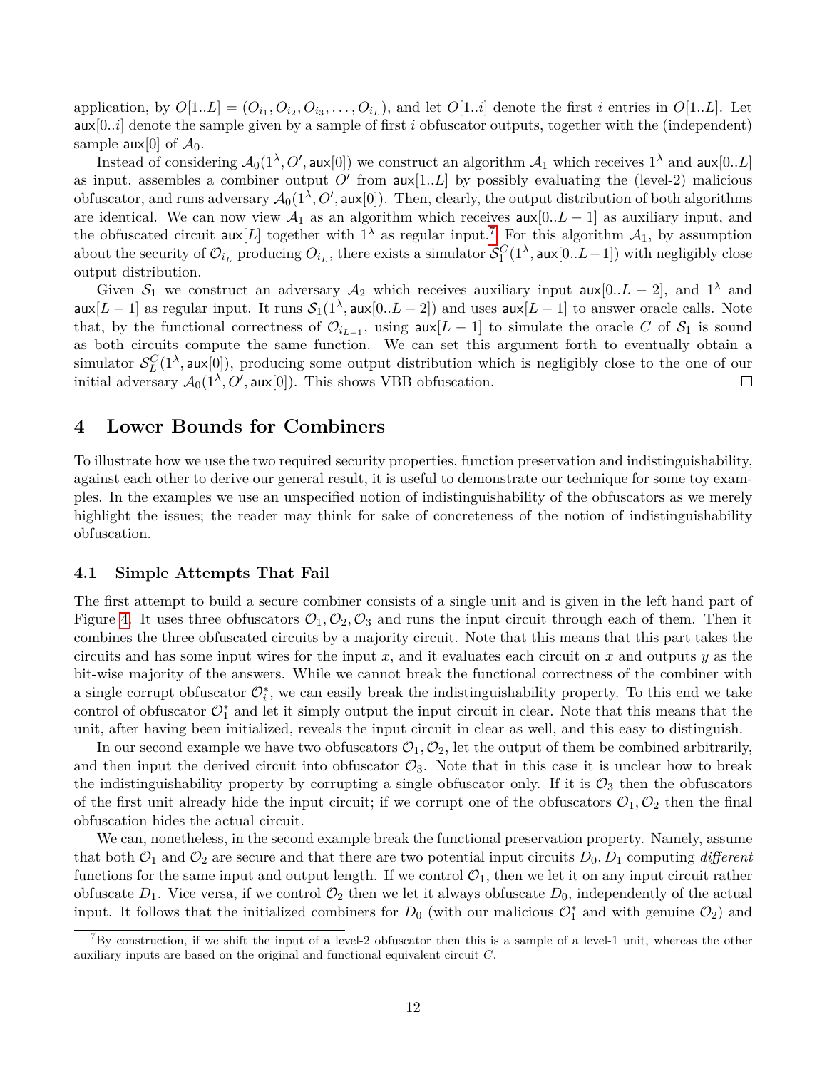application, by $O[1..L] = (O_{i_1}, O_{i_2}, O_{i_3}, \ldots, O_{i_L})$, and let $O[1..i]$ denote the first $i$ entries in $O[1..L]$. Let $\mathsf{aux}[0..i]$ denote the sample given by a sample of first $i$ obfuscator outputs, together with the (independent) sample $\mathsf{aux}[0]$ of $\mathcal{A}_0$.

Instead of considering $\mathcal{A}_0(1^\lambda, O', \mathsf{aux}[0])$ we construct an algorithm $\mathcal{A}_1$ which receives $1^\lambda$ and $\mathsf{aux}[0..L]$ as input, assembles a combiner output $O'$ from $\mathsf{aux}[1..L]$ by possibly evaluating the (level-2) malicious obfuscator, and runs adversary $\mathcal{A}_0(1^\lambda, O', \mathsf{aux}[0])$. Then, clearly, the output distribution of both algorithms are identical. We can now view $\mathcal{A}_1$ as an algorithm which receives $\mathsf{aux}[0..L-1]$ as auxiliary input, and the obfuscated circuit $\mathsf{aux}[L]$ together with $1^\lambda$ as regular input.[7] For this algorithm $\mathcal{A}_1$, by assumption about the security of $\mathcal{O}_{i_L}$ producing $O_{i_L}$, there exists a simulator $\mathcal{S}_1^C(1^\lambda, \mathsf{aux}[0..L-1])$ with negligibly close output distribution.

Given $\mathcal{S}_1$ we construct an adversary $\mathcal{A}_2$ which receives auxiliary input $\mathsf{aux}[0..L-2]$, and $1^\lambda$ and $\mathsf{aux}[L-1]$ as regular input. It runs $\mathcal{S}_1(1^\lambda, \mathsf{aux}[0..L-2])$ and uses $\mathsf{aux}[L-1]$ to answer oracle calls. Note that, by the functional correctness of $\mathcal{O}_{i_{L-1}}$, using $\mathsf{aux}[L-1]$ to simulate the oracle $C$ of $\mathcal{S}_1$ is sound as both circuits compute the same function. We can set this argument forth to eventually obtain a simulator $\mathcal{S}_L^C(1^\lambda, \mathsf{aux}[0])$, producing some output distribution which is negligibly close to the one of our initial adversary $\mathcal{A}_0(1^\lambda, O', \mathsf{aux}[0])$. This shows VBB obfuscation. □

# 4 Lower Bounds for Combiners

To illustrate how we use the two required security properties, function preservation and indistinguishability, against each other to derive our general result, it is useful to demonstrate our technique for some toy examples. In the examples we use an unspecified notion of indistinguishability of the obfuscators as we merely highlight the issues; the reader may think for sake of concreteness of the notion of indistinguishability obfuscation.

## 4.1 Simple Attempts That Fail

The first attempt to build a secure combiner consists of a single unit and is given in the left hand part of Figure 4. It uses three obfuscators $\mathcal{O}_1, \mathcal{O}_2, \mathcal{O}_3$ and runs the input circuit through each of them. Then it combines the three obfuscated circuits by a majority circuit. Note that this means that this part takes the circuits and has some input wires for the input $x$, and it evaluates each circuit on $x$ and outputs $y$ as the bit-wise majority of the answers. While we cannot break the functional correctness of the combiner with a single corrupt obfuscator $\mathcal{O}_i^*$, we can easily break the indistinguishability property. To this end we take control of obfuscator $\mathcal{O}_1^*$ and let it simply output the input circuit in clear. Note that this means that the unit, after having been initialized, reveals the input circuit in clear as well, and this easy to distinguish.

In our second example we have two obfuscators $\mathcal{O}_1, \mathcal{O}_2$, let the output of them be combined arbitrarily, and then input the derived circuit into obfuscator $\mathcal{O}_3$. Note that in this case it is unclear how to break the indistinguishability property by corrupting a single obfuscator only. If it is $\mathcal{O}_3$ then the obfuscators of the first unit already hide the input circuit; if we corrupt one of the obfuscators $\mathcal{O}_1, \mathcal{O}_2$ then the final obfuscation hides the actual circuit.

We can, nonetheless, in the second example break the functional preservation property. Namely, assume that both $\mathcal{O}_1$ and $\mathcal{O}_2$ are secure and that there are two potential input circuits $D_0, D_1$ computing *different* functions for the same input and output length. If we control $\mathcal{O}_1$, then we let it on any input circuit rather obfuscate $D_1$. Vice versa, if we control $\mathcal{O}_2$ then we let it always obfuscate $D_0$, independently of the actual input. It follows that the initialized combiners for $D_0$ (with our malicious $\mathcal{O}_1^*$ and with genuine $\mathcal{O}_2$) and

[7] By construction, if we shift the input of a level-2 obfuscator then this is a sample of a level-1 unit, whereas the other auxiliary inputs are based on the original and functional equivalent circuit $C$.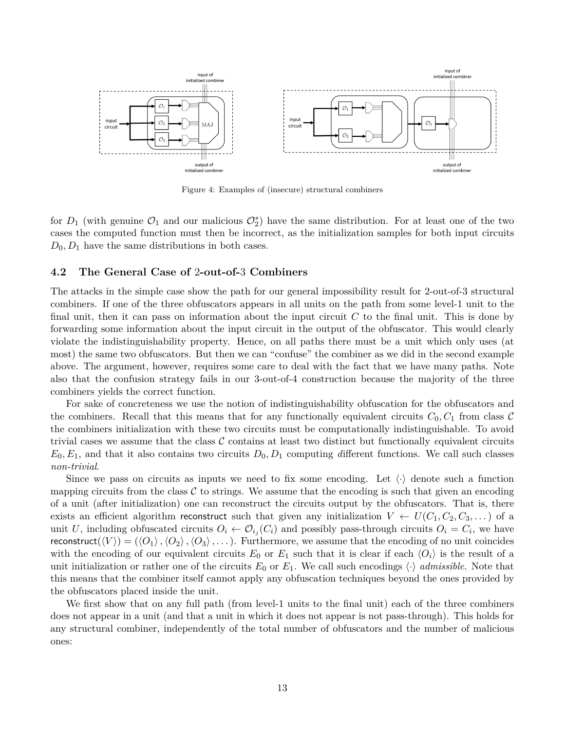Figure 4: Examples of (insecure) structural combiners

for $D_1$ (with genuine $\mathcal{O}_1$ and our malicious $\mathcal{O}_2^*$) have the same distribution. For at least one of the two cases the computed function must then be incorrect, as the initialization samples for both input circuits $D_0, D_1$ have the same distributions in both cases.

### 4.2 The General Case of 2-out-of-3 Combiners

The attacks in the simple case show the path for our general impossibility result for 2-out-of-3 structural combiners. If one of the three obfuscators appears in all units on the path from some level-1 unit to the final unit, then it can pass on information about the input circuit $C$ to the final unit. This is done by forwarding some information about the input circuit in the output of the obfuscator. This would clearly violate the indistinguishability property. Hence, on all paths there must be a unit which only uses (at most) the same two obfuscators. But then we can "confuse" the combiner as we did in the second example above. The argument, however, requires some care to deal with the fact that we have many paths. Note also that the confusion strategy fails in our 3-out-of-4 construction because the majority of the three combiners yields the correct function.

For sake of concreteness we use the notion of indistinguishability obfuscation for the obfuscators and the combiners. Recall that this means that for any functionally equivalent circuits $C_0, C_1$ from class $\mathcal{C}$ the combiners initialization with these two circuits must be computationally indistinguishable. To avoid trivial cases we assume that the class $\mathcal{C}$ contains at least two distinct but functionally *e*quivalent circuits $E_0, E_1$, and that it also contains two circuits $D_0, D_1$ computing *d*ifferent functions. We call such classes *non-trivial*.

Since we pass on circuits as inputs we need to fix some encoding. Let $\langle\cdot\rangle$ denote such a function mapping circuits from the class $\mathcal{C}$ to strings. We assume that the encoding is such that given an encoding of a unit (after initialization) one can reconstruct the circuits output by the obfuscators. That is, there exists an efficient algorithm $\mathsf{reconstruct}$ such that given any initialization $V \leftarrow U(C_1, C_2, C_3, \dots)$ of a unit $U$, including obfuscated circuits $O_i \leftarrow \mathcal{O}_{i_j}(C_i)$ and possibly pass-through circuits $O_i = C_i$, we have $\mathsf{reconstruct}(\langle V \rangle) = (\langle O_1 \rangle, \langle O_2 \rangle, \langle O_3 \rangle, \dots)$. Furthermore, we assume that the encoding of no unit coincides with the encoding of our equivalent circuits $E_0$ or $E_1$ such that it is clear if each $\langle O_i \rangle$ is the result of a unit initialization or rather one of the circuits $E_0$ or $E_1$. We call such encodings $\langle\cdot\rangle$ *admissible*. Note that this means that the combiner itself cannot apply any obfuscation techniques beyond the ones provided by the obfuscators placed inside the unit.

We first show that on any full path (from level-1 units to the final unit) each of the three combiners does not appear in a unit (and that a unit in which it does not appear is not pass-through). This holds for any structural combiner, independently of the total number of obfuscators and the number of malicious ones: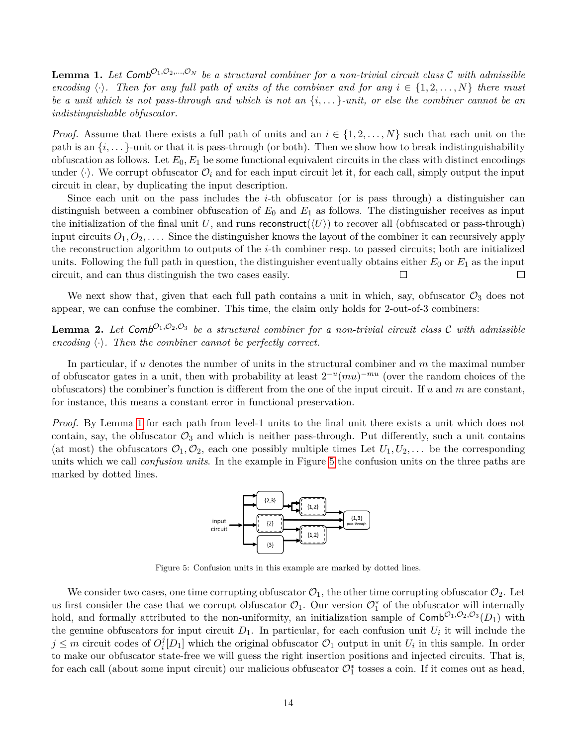**Lemma 1.** *Let $\mathsf{Comb}^{\mathcal{O}_1,\mathcal{O}_2,\ldots,\mathcal{O}_N}$ be a structural combiner for a non-trivial circuit class $\mathcal{C}$ with admissible encoding $\langle\cdot\rangle$. Then for any full path of units of the combiner and for any $i \in \{1, 2, \ldots, N\}$ there must be a unit which is not pass-through and which is not an $\{i, \ldots\}$-unit, or else the combiner cannot be an indistinguishable obfuscator.*

*Proof.* Assume that there exists a full path of units and an $i \in \{1, 2, \ldots, N\}$ such that each unit on the path is an $\{i, \ldots\}$-unit or that it is pass-through (or both). Then we show how to break indistinguishability obfuscation as follows. Let $E_0, E_1$ be some functional equivalent circuits in the class with distinct encodings under $\langle\cdot\rangle$. We corrupt obfuscator $\mathcal{O}_i$ and for each input circuit let it, for each call, simply output the input circuit in clear, by duplicating the input description.

Since each unit on the pass includes the $i$-th obfuscator (or is pass through) a distinguisher can distinguish between a combiner obfuscation of $E_0$ and $E_1$ as follows. The distinguisher receives as input the initialization of the final unit $U$, and runs $\mathsf{reconstruct}(\langle U\rangle)$ to recover all (obfuscated or pass-through) input circuits $O_1, O_2, \ldots$. Since the distinguisher knows the layout of the combiner it can recursively apply the reconstruction algorithm to outputs of the $i$-th combiner resp. to passed circuits; both are initialized units. Following the full path in question, the distinguisher eventually obtains either $E_0$ or $E_1$ as the input circuit, and can thus distinguish the two cases easily. □ □

We next show that, given that each full path contains a unit in which, say, obfuscator $\mathcal{O}_3$ does not appear, we can confuse the combiner. This time, the claim only holds for 2-out-of-3 combiners:

**Lemma 2.** *Let $\mathsf{Comb}^{\mathcal{O}_1,\mathcal{O}_2,\mathcal{O}_3}$ be a structural combiner for a non-trivial circuit class $\mathcal{C}$ with admissible encoding $\langle\cdot\rangle$. Then the combiner cannot be perfectly correct.*

In particular, if $u$ denotes the number of units in the structural combiner and $m$ the maximal number of obfuscator gates in a unit, then with probability at least $2^{-u}(mu)^{-mu}$ (over the random choices of the obfuscators) the combiner's function is different from the one of the input circuit. If $u$ and $m$ are constant, for instance, this means a constant error in functional preservation.

*Proof.* By Lemma 1 for each path from level-1 units to the final unit there exists a unit which does not contain, say, the obfuscator $\mathcal{O}_3$ and which is neither pass-through. Put differently, such a unit contains (at most) the obfuscators $\mathcal{O}_1, \mathcal{O}_2$, each one possibly multiple times Let $U_1, U_2, \ldots$ be the corresponding units which we call *confusion units*. In the example in Figure 5 the confusion units on the three paths are marked by dotted lines.

Figure 5: Confusion units in this example are marked by dotted lines.

We consider two cases, one time corrupting obfuscator $\mathcal{O}_1$, the other time corrupting obfuscator $\mathcal{O}_2$. Let us first consider the case that we corrupt obfuscator $\mathcal{O}_1$. Our version $\mathcal{O}_1^*$ of the obfuscator will internally hold, and formally attributed to the non-uniformity, an initialization sample of $\mathsf{Comb}^{\mathcal{O}_1,\mathcal{O}_2,\mathcal{O}_3}(D_1)$ with the genuine obfuscators for input circuit $D_1$. In particular, for each confusion unit $U_i$ it will include the $j \leq m$ circuit codes of $O_i^j[D_1]$ which the original obfuscator $\mathcal{O}_1$ output in unit $U_i$ in this sample. In order to make our obfuscator state-free we will guess the right insertion positions and injected circuits. That is, for each call (about some input circuit) our malicious obfuscator $\mathcal{O}_1^*$ tosses a coin. If it comes out as head,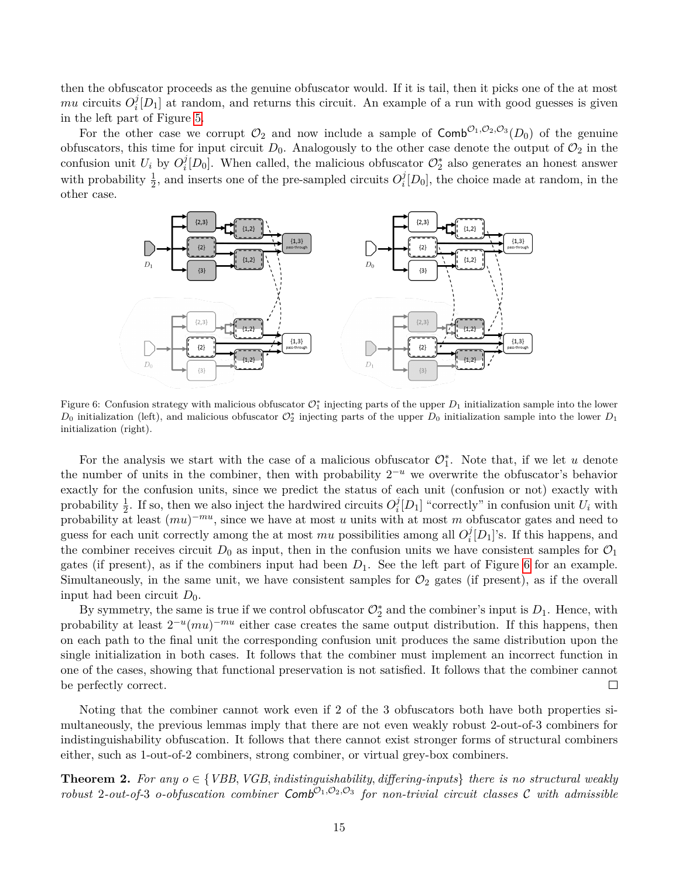then the obfuscator proceeds as the genuine obfuscator would. If it is tail, then it picks one of the at most $mu$ circuits $O_i^j[D_1]$ at random, and returns this circuit. An example of a run with good guesses is given in the left part of Figure 5.

For the other case we corrupt $\mathcal{O}_2$ and now include a sample of $\mathsf{Comb}^{\mathcal{O}_1,\mathcal{O}_2,\mathcal{O}_3}(D_0)$ of the genuine obfuscators, this time for input circuit $D_0$. Analogously to the other case denote the output of $\mathcal{O}_2$ in the confusion unit $U_i$ by $O_i^j[D_0]$. When called, the malicious obfuscator $\mathcal{O}_2^*$ also generates an honest answer with probability $\frac{1}{2}$, and inserts one of the pre-sampled circuits $O_i^j[D_0]$, the choice made at random, in the other case.

Figure 6: Confusion strategy with malicious obfuscator $\mathcal{O}_1^*$ injecting parts of the upper $D_1$ initialization sample into the lower $D_0$ initialization (left), and malicious obfuscator $\mathcal{O}_2^*$ injecting parts of the upper $D_0$ initialization sample into the lower $D_1$ initialization (right).

For the analysis we start with the case of a malicious obfuscator $\mathcal{O}_1^*$. Note that, if we let $u$ denote the number of units in the combiner, then with probability $2^{-u}$ we overwrite the obfuscator's behavior exactly for the confusion units, since we predict the status of each unit (confusion or not) exactly with probability $\frac{1}{2}$. If so, then we also inject the hardwired circuits $O_i^j[D_1]$ "correctly" in confusion unit $U_i$ with probability at least $(mu)^{-mu}$, since we have at most $u$ units with at most $m$ obfuscator gates and need to guess for each unit correctly among the at most $mu$ possibilities among all $O_i^j[D_1]$'s. If this happens, and the combiner receives circuit $D_0$ as input, then in the confusion units we have consistent samples for $\mathcal{O}_1$ gates (if present), as if the combiners input had been $D_1$. See the left part of Figure 6 for an example. Simultaneously, in the same unit, we have consistent samples for $\mathcal{O}_2$ gates (if present), as if the overall input had been circuit $D_0$.

By symmetry, the same is true if we control obfuscator $\mathcal{O}_2^*$ and the combiner's input is $D_1$. Hence, with probability at least $2^{-u}(mu)^{-mu}$ either case creates the same output distribution. If this happens, then on each path to the final unit the corresponding confusion unit produces the same distribution upon the single initialization in both cases. It follows that the combiner must implement an incorrect function in one of the cases, showing that functional preservation is not satisfied. It follows that the combiner cannot be perfectly correct. □

Noting that the combiner cannot work even if 2 of the 3 obfuscators both have both properties simultaneously, the previous lemmas imply that there are not even weakly robust 2-out-of-3 combiners for indistinguishability obfuscation. It follows that there cannot exist stronger forms of structural combiners either, such as 1-out-of-2 combiners, strong combiner, or virtual grey-box combiners.

**Theorem 2.** *For any $o \in \{VBB, VGB, indistinguishability, differing\text{-}inputs\}$ there is no structural weakly robust 2-out-of-3 $o$-obfuscation combiner $\mathsf{Comb}^{\mathcal{O}_1,\mathcal{O}_2,\mathcal{O}_3}$ for non-trivial circuit classes $\mathcal{C}$ with admissible*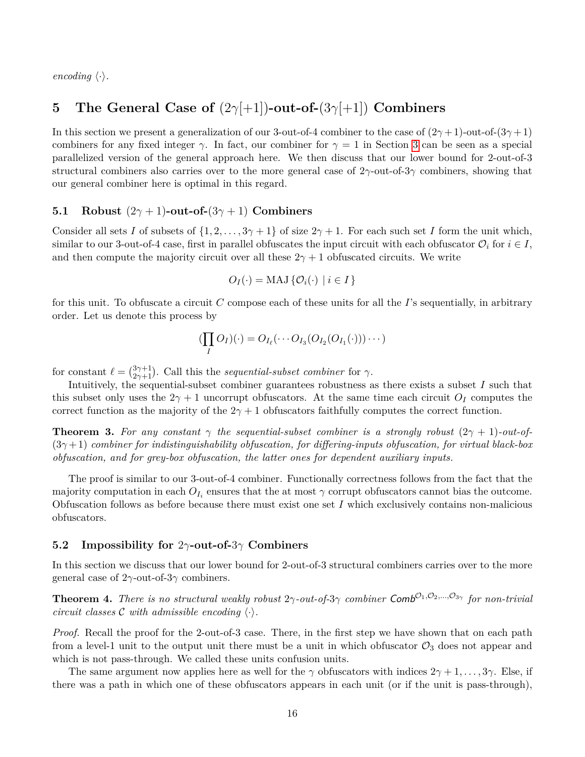*encoding* $\langle\cdot\rangle$.

## 5 The General Case of $(2\gamma[+1])$-out-of-$(3\gamma[+1])$ Combiners

In this section we present a generalization of our 3-out-of-4 combiner to the case of $(2\gamma+1)$-out-of-$(3\gamma+1)$ combiners for any fixed integer $\gamma$. In fact, our combiner for $\gamma = 1$ in Section 3 can be seen as a special parallelized version of the general approach here. We then discuss that our lower bound for 2-out-of-3 structural combiners also carries over to the more general case of $2\gamma$-out-of-$3\gamma$ combiners, showing that our general combiner here is optimal in this regard.

### 5.1 Robust $(2\gamma + 1)$-out-of-$(3\gamma + 1)$ Combiners

Consider all sets $I$ of subsets of $\{1, 2, \ldots, 3\gamma + 1\}$ of size $2\gamma + 1$. For each such set $I$ form the unit which, similar to our 3-out-of-4 case, first in parallel obfuscates the input circuit with each obfuscator $\mathcal{O}_i$ for $i \in I$, and then compute the majority circuit over all these $2\gamma + 1$ obfuscated circuits. We write

$$O_I(\cdot) = \mathrm{MAJ}\,\{\mathcal{O}_i(\cdot) \mid i \in I\}$$

for this unit. To obfuscate a circuit $C$ compose each of these units for all the $I$'s sequentially, in arbitrary order. Let us denote this process by

$$(\prod_I O_I)(\cdot) = O_{I_\ell}(\cdots O_{I_3}(O_{I_2}(O_{I_1}(\cdot)))\cdots)$$

for constant $\ell = \binom{3\gamma+1}{2\gamma+1}$. Call this the *sequential-subset combiner* for $\gamma$.

Intuitively, the sequential-subset combiner guarantees robustness as there exists a subset $I$ such that this subset only uses the $2\gamma + 1$ uncorrupt obfuscators. At the same time each circuit $O_I$ computes the correct function as the majority of the $2\gamma + 1$ obfuscators faithfully computes the correct function.

**Theorem 3.** *For any constant $\gamma$ the sequential-subset combiner is a strongly robust $(2\gamma + 1)$-out-of-$(3\gamma+1)$ combiner for indistinguishability obfuscation, for differing-inputs obfuscation, for virtual black-box obfuscation, and for grey-box obfuscation, the latter ones for dependent auxiliary inputs.*

The proof is similar to our 3-out-of-4 combiner. Functionally correctness follows from the fact that the majority computation in each $O_{I_i}$ ensures that the at most $\gamma$ corrupt obfuscators cannot bias the outcome. Obfuscation follows as before because there must exist one set $I$ which exclusively contains non-malicious obfuscators.

### 5.2 Impossibility for $2\gamma$-out-of-$3\gamma$ Combiners

In this section we discuss that our lower bound for 2-out-of-3 structural combiners carries over to the more general case of $2\gamma$-out-of-$3\gamma$ combiners.

**Theorem 4.** *There is no structural weakly robust $2\gamma$-out-of-$3\gamma$ combiner $\mathsf{Comb}^{\mathcal{O}_1,\mathcal{O}_2,\ldots,\mathcal{O}_{3\gamma}}$ for non-trivial circuit classes $\mathcal{C}$ with admissible encoding $\langle\cdot\rangle$.*

*Proof.* Recall the proof for the 2-out-of-3 case. There, in the first step we have shown that on each path from a level-1 unit to the output unit there must be a unit in which obfuscator $\mathcal{O}_3$ does not appear and which is not pass-through. We called these units confusion units.

The same argument now applies here as well for the $\gamma$ obfuscators with indices $2\gamma+1, \ldots, 3\gamma$. Else, if there was a path in which one of these obfuscators appears in each unit (or if the unit is pass-through),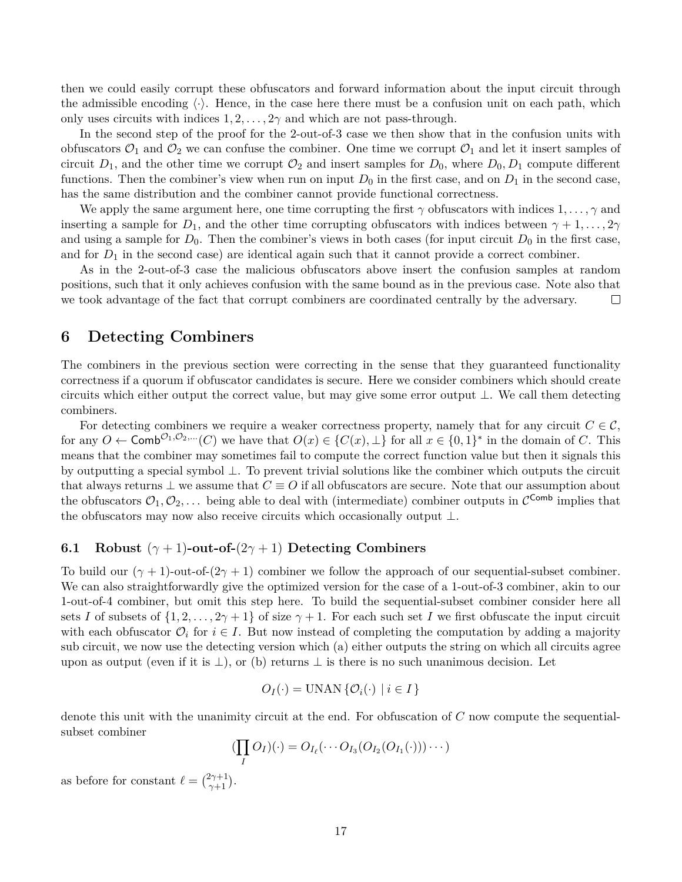then we could easily corrupt these obfuscators and forward information about the input circuit through the admissible encoding $\langle\cdot\rangle$. Hence, in the case here there must be a confusion unit on each path, which only uses circuits with indices $1, 2, \ldots, 2\gamma$ and which are not pass-through.

In the second step of the proof for the 2-out-of-3 case we then show that in the confusion units with obfuscators $\mathcal{O}_1$ and $\mathcal{O}_2$ we can confuse the combiner. One time we corrupt $\mathcal{O}_1$ and let it insert samples of circuit $D_1$, and the other time we corrupt $\mathcal{O}_2$ and insert samples for $D_0$, where $D_0, D_1$ compute different functions. Then the combiner's view when run on input $D_0$ in the first case, and on $D_1$ in the second case, has the same distribution and the combiner cannot provide functional correctness.

We apply the same argument here, one time corrupting the first $\gamma$ obfuscators with indices $1, \ldots, \gamma$ and inserting a sample for $D_1$, and the other time corrupting obfuscators with indices between $\gamma + 1, \ldots, 2\gamma$ and using a sample for $D_0$. Then the combiner's views in both cases (for input circuit $D_0$ in the first case, and for $D_1$ in the second case) are identical again such that it cannot provide a correct combiner.

As in the 2-out-of-3 case the malicious obfuscators above insert the confusion samples at random positions, such that it only achieves confusion with the same bound as in the previous case. Note also that we took advantage of the fact that corrupt combiners are coordinated centrally by the adversary. $\square$

## 6 Detecting Combiners

The combiners in the previous section were correcting in the sense that they guaranteed functionality correctness if a quorum if obfuscator candidates is secure. Here we consider combiners which should create circuits which either output the correct value, but may give some error output $\perp$. We call them detecting combiners.

For detecting combiners we require a weaker correctness property, namely that for any circuit $C \in \mathcal{C}$, for any $O \leftarrow \mathsf{Comb}^{\mathcal{O}_1,\mathcal{O}_2,\ldots}(C)$ we have that $O(x) \in \{C(x), \perp\}$ for all $x \in \{0,1\}^*$ in the domain of $C$. This means that the combiner may sometimes fail to compute the correct function value but then it signals this by outputting a special symbol $\perp$. To prevent trivial solutions like the combiner which outputs the circuit that always returns $\perp$ we assume that $C \equiv O$ if all obfuscators are secure. Note that our assumption about the obfuscators $\mathcal{O}_1, \mathcal{O}_2, \ldots$ being able to deal with (intermediate) combiner outputs in $\mathcal{C}^{\mathsf{Comb}}$ implies that the obfuscators may now also receive circuits which occasionally output $\perp$.

### 6.1 Robust $(\gamma + 1)$-out-of-$(2\gamma + 1)$ Detecting Combiners

To build our $(\gamma + 1)$-out-of-$(2\gamma + 1)$ combiner we follow the approach of our sequential-subset combiner. We can also straightforwardly give the optimized version for the case of a 1-out-of-3 combiner, akin to our 1-out-of-4 combiner, but omit this step here. To build the sequential-subset combiner consider here all sets $I$ of subsets of $\{1, 2, \ldots, 2\gamma + 1\}$ of size $\gamma + 1$. For each such set $I$ we first obfuscate the input circuit with each obfuscator $\mathcal{O}_i$ for $i \in I$. But now instead of completing the computation by adding a majority sub circuit, we now use the detecting version which (a) either outputs the string on which all circuits agree upon as output (even if it is $\perp$), or (b) returns $\perp$ is there is no such unanimous decision. Let

$$O_I(\cdot) = \text{UNAN}\{\mathcal{O}_i(\cdot) \mid i \in I\}$$

denote this unit with the unanimity circuit at the end. For obfuscation of $C$ now compute the sequential-subset combiner

$$(\prod_I O_I)(\cdot) = O_{I_\ell}(\cdots O_{I_3}(O_{I_2}(O_{I_1}(\cdot)))\cdots)$$

as before for constant $\ell = \binom{2\gamma+1}{\gamma+1}$.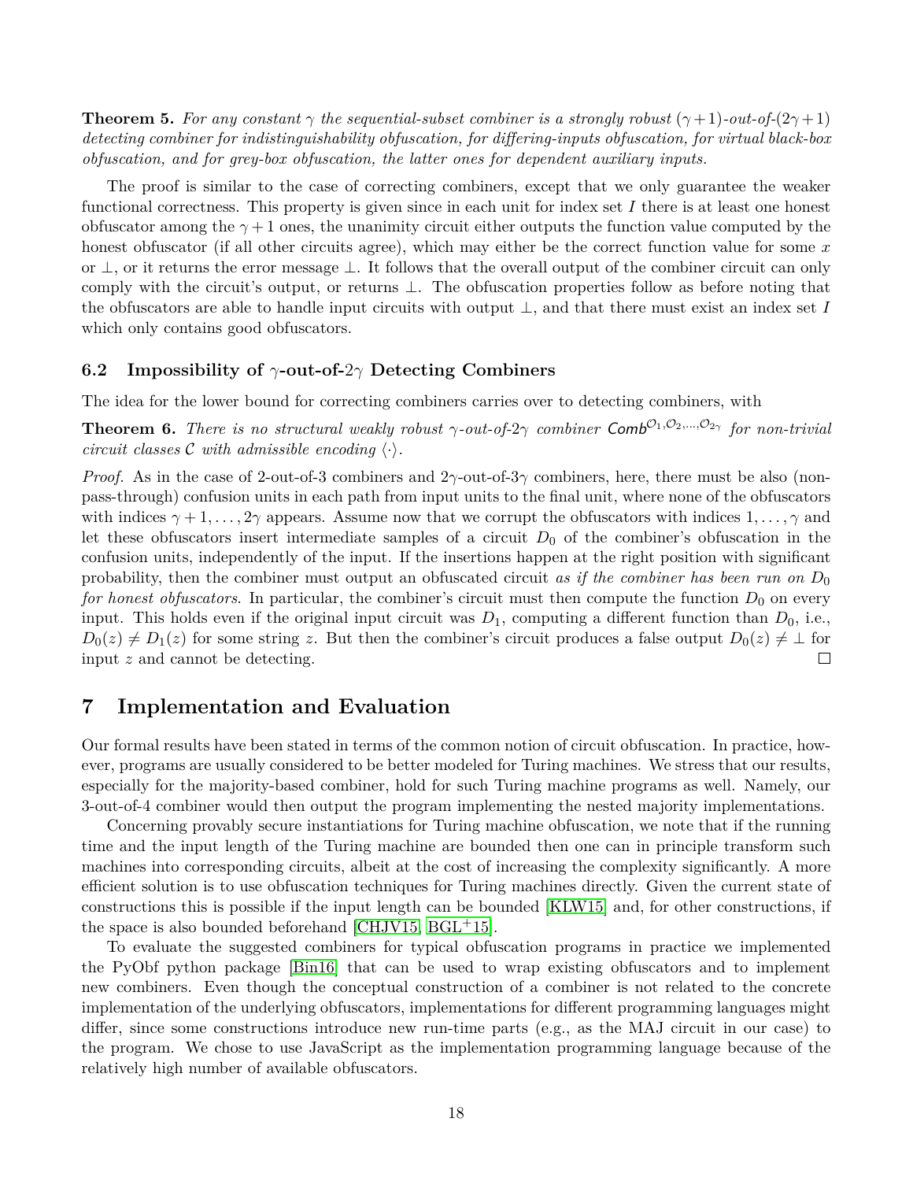**Theorem 5.** *For any constant $\gamma$ the sequential-subset combiner is a strongly robust $(\gamma+1)$-out-of-$(2\gamma+1)$ detecting combiner for indistinguishability obfuscation, for differing-inputs obfuscation, for virtual black-box obfuscation, and for grey-box obfuscation, the latter ones for dependent auxiliary inputs.*

The proof is similar to the case of correcting combiners, except that we only guarantee the weaker functional correctness. This property is given since in each unit for index set $I$ there is at least one honest obfuscator among the $\gamma+1$ ones, the unanimity circuit either outputs the function value computed by the honest obfuscator (if all other circuits agree), which may either be the correct function value for some $x$ or $\perp$, or it returns the error message $\perp$. It follows that the overall output of the combiner circuit can only comply with the circuit's output, or returns $\perp$. The obfuscation properties follow as before noting that the obfuscators are able to handle input circuits with output $\perp$, and that there must exist an index set $I$ which only contains good obfuscators.

### 6.2 Impossibility of $\gamma$-out-of-$2\gamma$ Detecting Combiners

The idea for the lower bound for correcting combiners carries over to detecting combiners, with

**Theorem 6.** *There is no structural weakly robust $\gamma$-out-of-$2\gamma$ combiner $\mathsf{Comb}^{\mathcal{O}_1,\mathcal{O}_2,\ldots,\mathcal{O}_{2\gamma}}$ for non-trivial circuit classes $\mathcal{C}$ with admissible encoding $\langle\cdot\rangle$.*

*Proof.* As in the case of 2-out-of-3 combiners and $2\gamma$-out-of-$3\gamma$ combiners, here, there must be also (non-pass-through) confusion units in each path from input units to the final unit, where none of the obfuscators with indices $\gamma+1,\ldots,2\gamma$ appears. Assume now that we corrupt the obfuscators with indices $1,\ldots,\gamma$ and let these obfuscators insert intermediate samples of a circuit $D_0$ of the combiner's obfuscation in the confusion units, independently of the input. If the insertions happen at the right position with significant probability, then the combiner must output an obfuscated circuit *as if the combiner has been run on $D_0$ for honest obfuscators*. In particular, the combiner's circuit must then compute the function $D_0$ on every input. This holds even if the original input circuit was $D_1$, computing a different function than $D_0$, i.e., $D_0(z) \neq D_1(z)$ for some string $z$. But then the combiner's circuit produces a false output $D_0(z) \neq \perp$ for input $z$ and cannot be detecting. □

## 7 Implementation and Evaluation

Our formal results have been stated in terms of the common notion of circuit obfuscation. In practice, however, programs are usually considered to be better modeled for Turing machines. We stress that our results, especially for the majority-based combiner, hold for such Turing machine programs as well. Namely, our 3-out-of-4 combiner would then output the program implementing the nested majority implementations.

Concerning provably secure instantiations for Turing machine obfuscation, we note that if the running time and the input length of the Turing machine are bounded then one can in principle transform such machines into corresponding circuits, albeit at the cost of increasing the complexity significantly. A more efficient solution is to use obfuscation techniques for Turing machines directly. Given the current state of constructions this is possible if the input length can be bounded [KLW15] and, for other constructions, if the space is also bounded beforehand [CHJV15, BGL+15].

To evaluate the suggested combiners for typical obfuscation programs in practice we implemented the PyObf python package [Bin16] that can be used to wrap existing obfuscators and to implement new combiners. Even though the conceptual construction of a combiner is not related to the concrete implementation of the underlying obfuscators, implementations for different programming languages might differ, since some constructions introduce new run-time parts (e.g., as the MAJ circuit in our case) to the program. We chose to use JavaScript as the implementation programming language because of the relatively high number of available obfuscators.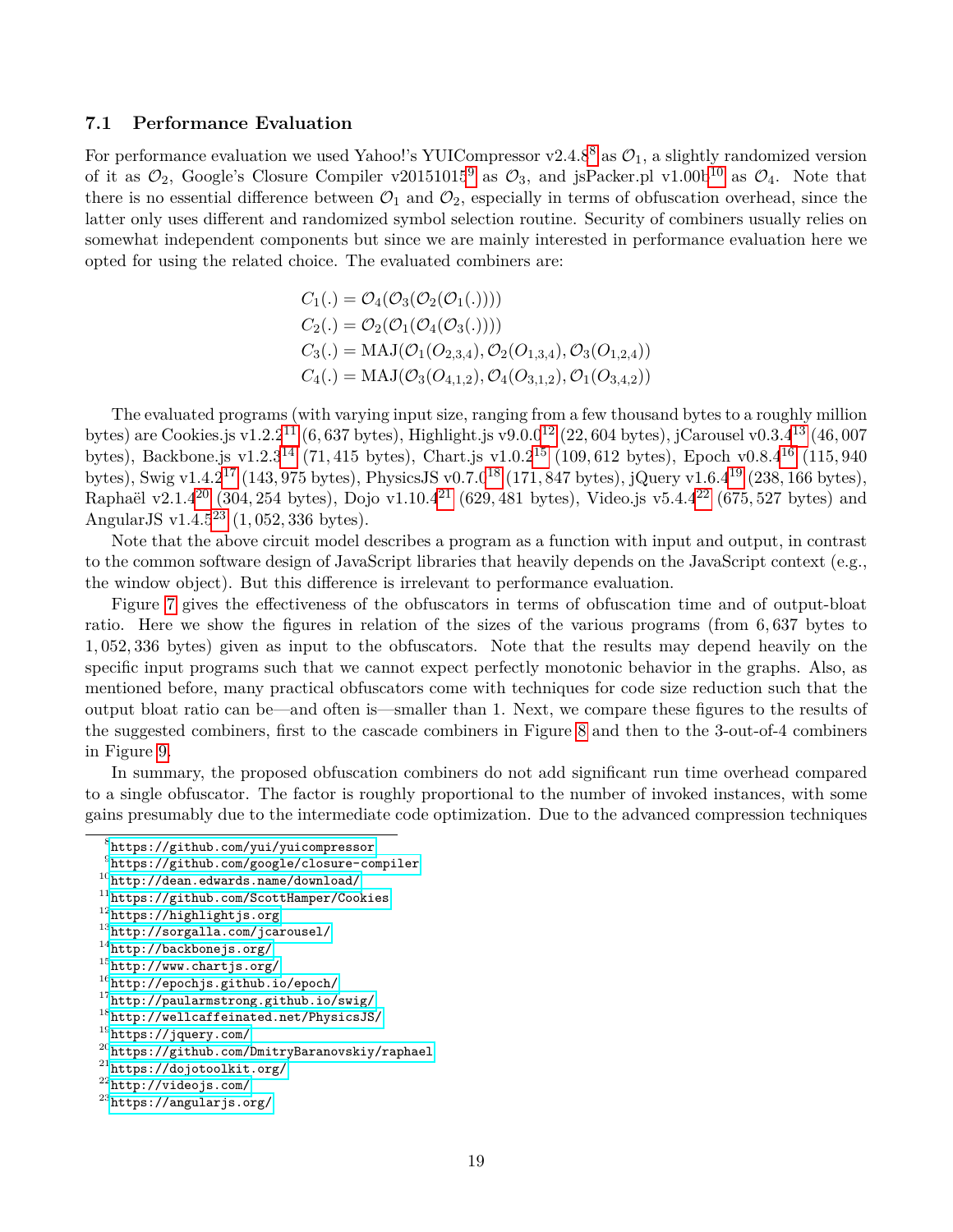### 7.1 Performance Evaluation

For performance evaluation we used Yahoo!'s YUICompressor v2.4.8[8] as $\mathcal{O}_1$, a slightly randomized version of it as $\mathcal{O}_2$, Google's Closure Compiler v20151015[9] as $\mathcal{O}_3$, and jsPacker.pl v1.00b[10] as $\mathcal{O}_4$. Note that there is no essential difference between $\mathcal{O}_1$ and $\mathcal{O}_2$, especially in terms of obfuscation overhead, since the latter only uses different and randomized symbol selection routine. Security of combiners usually relies on somewhat independent components but since we are mainly interested in performance evaluation here we opted for using the related choice. The evaluated combiners are:

$$
\begin{aligned}
C_1(.) &= \mathcal{O}_4(\mathcal{O}_3(\mathcal{O}_2(\mathcal{O}_1(.))))\\
C_2(.) &= \mathcal{O}_2(\mathcal{O}_1(\mathcal{O}_4(\mathcal{O}_3(.))))\\
C_3(.) &= \mathrm{MAJ}(\mathcal{O}_1(O_{2,3,4}), \mathcal{O}_2(O_{1,3,4}), \mathcal{O}_3(O_{1,2,4}))\\
C_4(.) &= \mathrm{MAJ}(\mathcal{O}_3(O_{4,1,2}), \mathcal{O}_4(O_{3,1,2}), \mathcal{O}_1(O_{3,4,2}))
\end{aligned}
$$

The evaluated programs (with varying input size, ranging from a few thousand bytes to a roughly million bytes) are Cookies.js v1.2.2[11] (6,637 bytes), Highlight.js v9.0.0[12] (22,604 bytes), jCarousel v0.3.4[13] (46,007 bytes), Backbone.js v1.2.3[14] (71,415 bytes), Chart.js v1.0.2[15] (109,612 bytes), Epoch v0.8.4[16] (115,940 bytes), Swig v1.4.2[17] (143,975 bytes), PhysicsJS v0.7.0[18] (171,847 bytes), jQuery v1.6.4[19] (238,166 bytes), Raphaël v2.1.4[20] (304,254 bytes), Dojo v1.10.4[21] (629,481 bytes), Video.js v5.4.4[22] (675,527 bytes) and AngularJS v1.4.5[23] (1,052,336 bytes).

Note that the above circuit model describes a program as a function with input and output, in contrast to the common software design of JavaScript libraries that heavily depends on the JavaScript context (e.g., the window object). But this difference is irrelevant to performance evaluation.

Figure 7 gives the effectiveness of the obfuscators in terms of obfuscation time and of output-bloat ratio. Here we show the figures in relation of the sizes of the various programs (from 6,637 bytes to 1,052,336 bytes) given as input to the obfuscators. Note that the results may depend heavily on the specific input programs such that we cannot expect perfectly monotonic behavior in the graphs. Also, as mentioned before, many practical obfuscators come with techniques for code size reduction such that the output bloat ratio can be—and often is—smaller than 1. Next, we compare these figures to the results of the suggested combiners, first to the cascade combiners in Figure 8 and then to the 3-out-of-4 combiners in Figure 9.

In summary, the proposed obfuscation combiners do not add significant run time overhead compared to a single obfuscator. The factor is roughly proportional to the number of invoked instances, with some gains presumably due to the intermediate code optimization. Due to the advanced compression techniques

---

[8] https://github.com/yui/yuicompressor

[9] https://github.com/google/closure-compiler

[10] http://dean.edwards.name/download/

[11] https://github.com/ScottHamper/Cookies

[12] https://highlightjs.org

[13] http://sorgalla.com/jcarousel/

[14] http://backbonejs.org/

[15] http://www.chartjs.org/

[16] http://epochjs.github.io/epoch/

[17] http://paularmstrong.github.io/swig/

[18] http://wellcaffeinated.net/PhysicsJS/

[19] https://jquery.com/

[20] https://github.com/DmitryBaranovskiy/raphael

[21] https://dojotoolkit.org/

[22] http://videojs.com/

[23] https://angularjs.org/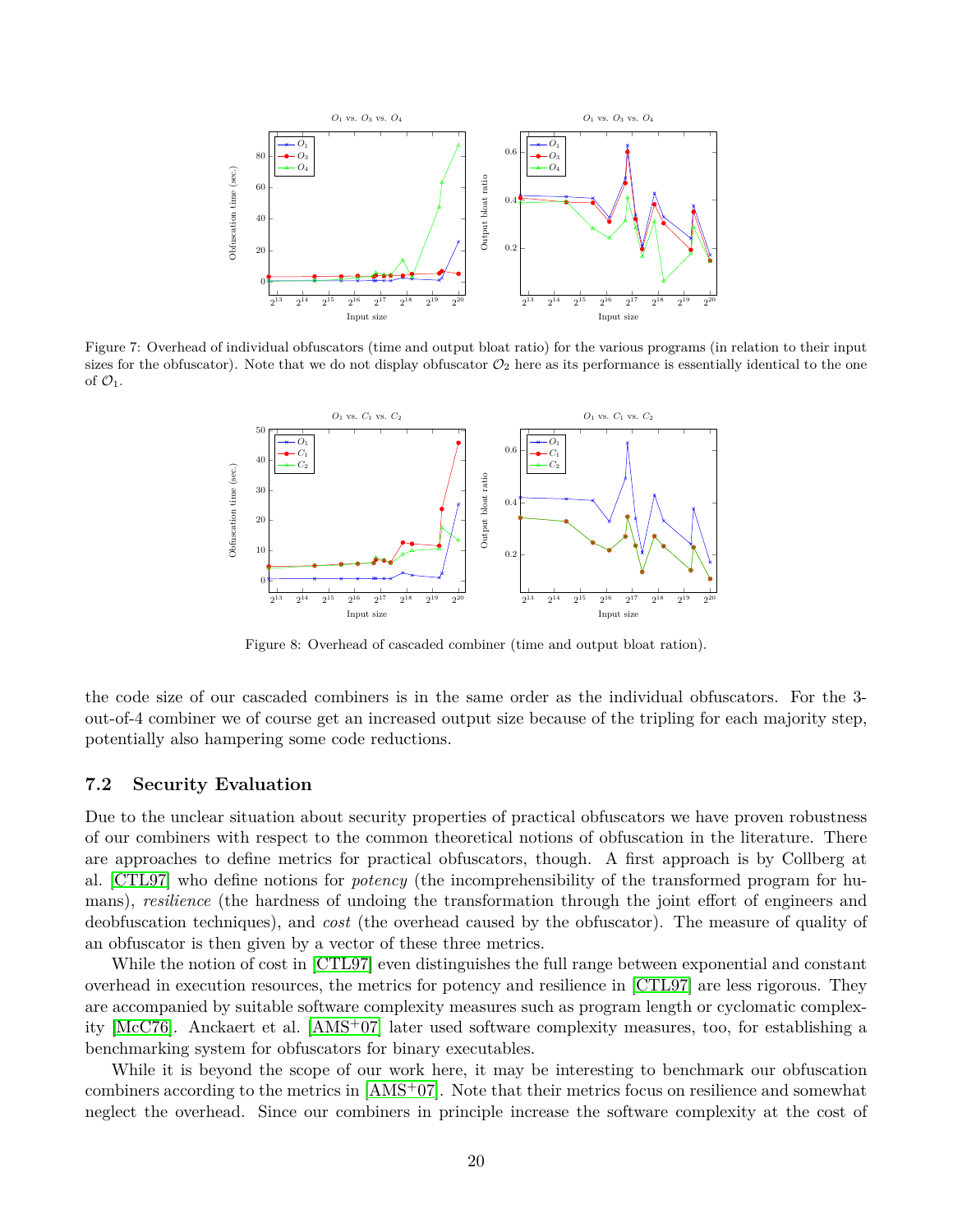Figure 7: Overhead of individual obfuscators (time and output bloat ratio) for the various programs (in relation to their input sizes for the obfuscator). Note that we do not display obfuscator $\mathcal{O}_2$ here as its performance is essentially identical to the one of $\mathcal{O}_1$.

Figure 8: Overhead of cascaded combiner (time and output bloat ration).

the code size of our cascaded combiners is in the same order as the individual obfuscators. For the 3-out-of-4 combiner we of course get an increased output size because of the tripling for each majority step, potentially also hampering some code reductions.

## 7.2 Security Evaluation

Due to the unclear situation about security properties of practical obfuscators we have proven robustness of our combiners with respect to the common theoretical notions of obfuscation in the literature. There are approaches to define metrics for practical obfuscators, though. A first approach is by Collberg at al. [CTL97] who define notions for *potency* (the incomprehensibility of the transformed program for humans), *resilience* (the hardness of undoing the transformation through the joint effort of engineers and deobfuscation techniques), and *cost* (the overhead caused by the obfuscator). The measure of quality of an obfuscator is then given by a vector of these three metrics.

While the notion of cost in [CTL97] even distinguishes the full range between exponential and constant overhead in execution resources, the metrics for potency and resilience in [CTL97] are less rigorous. They are accompanied by suitable software complexity measures such as program length or cyclomatic complexity [McC76]. Anckaert et al. [AMS+07] later used software complexity measures, too, for establishing a benchmarking system for obfuscators for binary executables.

While it is beyond the scope of our work here, it may be interesting to benchmark our obfuscation combiners according to the metrics in [AMS+07]. Note that their metrics focus on resilience and somewhat neglect the overhead. Since our combiners in principle increase the software complexity at the cost of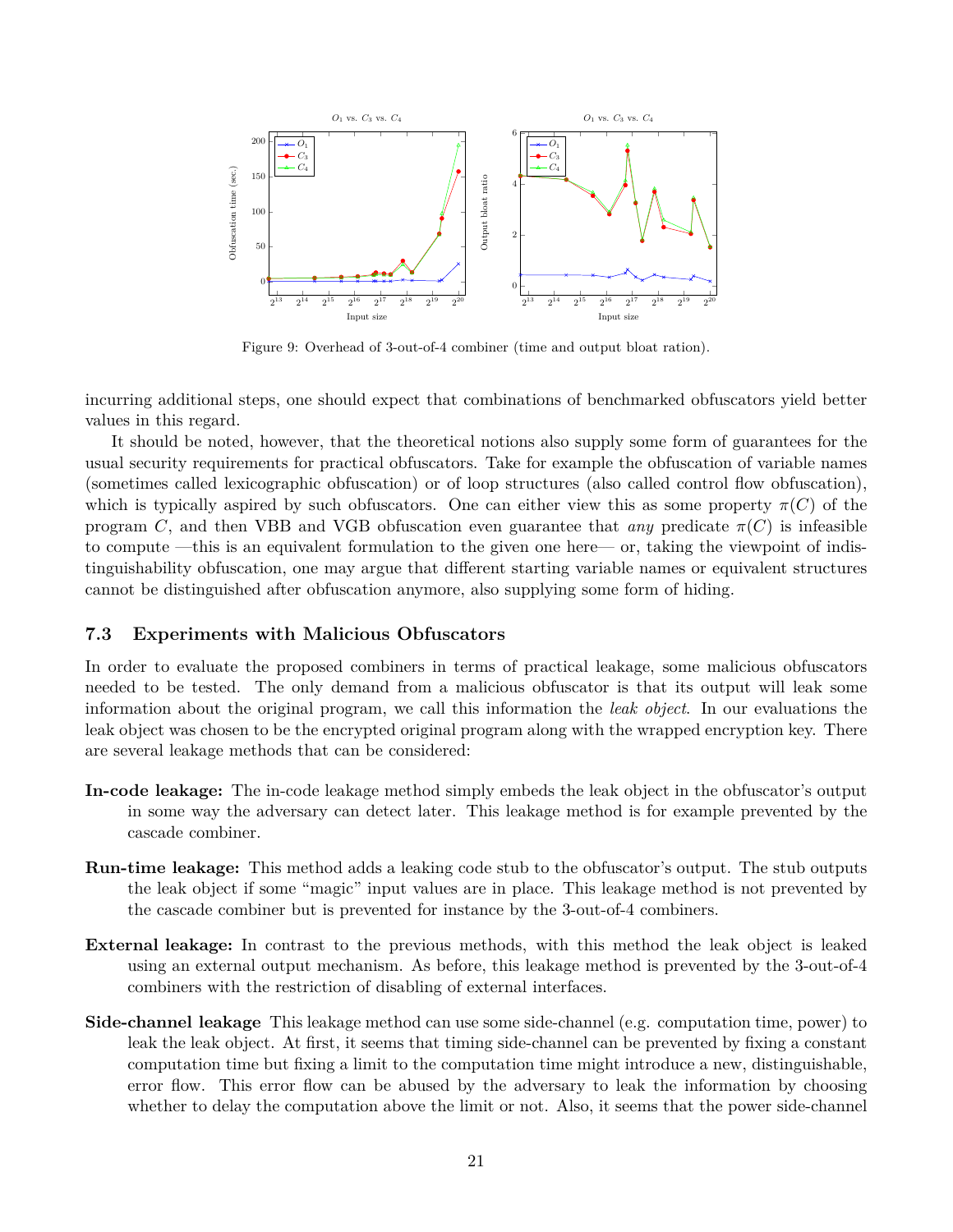Figure 9: Overhead of 3-out-of-4 combiner (time and output bloat ration).

incurring additional steps, one should expect that combinations of benchmarked obfuscators yield better values in this regard.

It should be noted, however, that the theoretical notions also supply some form of guarantees for the usual security requirements for practical obfuscators. Take for example the obfuscation of variable names (sometimes called lexicographic obfuscation) or of loop structures (also called control flow obfuscation), which is typically aspired by such obfuscators. One can either view this as some property $\pi(C)$ of the program $C$, and then VBB and VGB obfuscation even guarantee that *any* predicate $\pi(C)$ is infeasible to compute —this is an equivalent formulation to the given one here— or, taking the viewpoint of indistinguishability obfuscation, one may argue that different starting variable names or equivalent structures cannot be distinguished after obfuscation anymore, also supplying some form of hiding.

### 7.3 Experiments with Malicious Obfuscators

In order to evaluate the proposed combiners in terms of practical leakage, some malicious obfuscators needed to be tested. The only demand from a malicious obfuscator is that its output will leak some information about the original program, we call this information the *leak object*. In our evaluations the leak object was chosen to be the encrypted original program along with the wrapped encryption key. There are several leakage methods that can be considered:

**In-code leakage:** The in-code leakage method simply embeds the leak object in the obfuscator's output in some way the adversary can detect later. This leakage method is for example prevented by the cascade combiner.

**Run-time leakage:** This method adds a leaking code stub to the obfuscator's output. The stub outputs the leak object if some "magic" input values are in place. This leakage method is not prevented by the cascade combiner but is prevented for instance by the 3-out-of-4 combiners.

**External leakage:** In contrast to the previous methods, with this method the leak object is leaked using an external output mechanism. As before, this leakage method is prevented by the 3-out-of-4 combiners with the restriction of disabling of external interfaces.

**Side-channel leakage** This leakage method can use some side-channel (e.g. computation time, power) to leak the leak object. At first, it seems that timing side-channel can be prevented by fixing a constant computation time but fixing a limit to the computation time might introduce a new, distinguishable, error flow. This error flow can be abused by the adversary to leak the information by choosing whether to delay the computation above the limit or not. Also, it seems that the power side-channel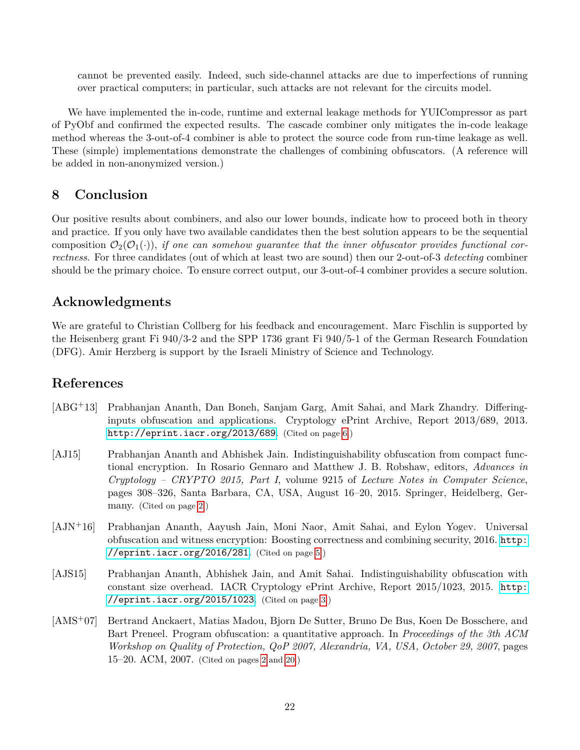cannot be prevented easily. Indeed, such side-channel attacks are due to imperfections of running over practical computers; in particular, such attacks are not relevant for the circuits model.

We have implemented the in-code, runtime and external leakage methods for YUICompressor as part of PyObf and confirmed the expected results. The cascade combiner only mitigates the in-code leakage method whereas the 3-out-of-4 combiner is able to protect the source code from run-time leakage as well. These (simple) implementations demonstrate the challenges of combining obfuscators. (A reference will be added in non-anonymized version.)

## 8 Conclusion

Our positive results about combiners, and also our lower bounds, indicate how to proceed both in theory and practice. If you only have two available candidates then the best solution appears to be the sequential composition $\mathcal{O}_2(\mathcal{O}_1(\cdot))$, *if one can somehow guarantee that the inner obfuscator provides functional correctness*. For three candidates (out of which at least two are sound) then our 2-out-of-3 *detecting* combiner should be the primary choice. To ensure correct output, our 3-out-of-4 combiner provides a secure solution.

## Acknowledgments

We are grateful to Christian Collberg for his feedback and encouragement. Marc Fischlin is supported by the Heisenberg grant Fi 940/3-2 and the SPP 1736 grant Fi 940/5-1 of the German Research Foundation (DFG). Amir Herzberg is support by the Israeli Ministry of Science and Technology.

## References

[ABG+13] Prabhanjan Ananth, Dan Boneh, Sanjam Garg, Amit Sahai, and Mark Zhandry. Differing-inputs obfuscation and applications. Cryptology ePrint Archive, Report 2013/689, 2013. http://eprint.iacr.org/2013/689. (Cited on page 6.)

[AJ15] Prabhanjan Ananth and Abhishek Jain. Indistinguishability obfuscation from compact functional encryption. In Rosario Gennaro and Matthew J. B. Robshaw, editors, *Advances in Cryptology – CRYPTO 2015, Part I*, volume 9215 of *Lecture Notes in Computer Science*, pages 308–326, Santa Barbara, CA, USA, August 16–20, 2015. Springer, Heidelberg, Germany. (Cited on page 2.)

[AJN+16] Prabhanjan Ananth, Aayush Jain, Moni Naor, Amit Sahai, and Eylon Yogev. Universal obfuscation and witness encryption: Boosting correctness and combining security, 2016. http://eprint.iacr.org/2016/281. (Cited on page 5.)

[AJS15] Prabhanjan Ananth, Abhishek Jain, and Amit Sahai. Indistinguishability obfuscation with constant size overhead. IACR Cryptology ePrint Archive, Report 2015/1023, 2015. http://eprint.iacr.org/2015/1023. (Cited on page 3.)

[AMS+07] Bertrand Anckaert, Matias Madou, Bjorn De Sutter, Bruno De Bus, Koen De Bosschere, and Bart Preneel. Program obfuscation: a quantitative approach. In *Proceedings of the 3th ACM Workshop on Quality of Protection, QoP 2007, Alexandria, VA, USA, October 29, 2007*, pages 15–20. ACM, 2007. (Cited on pages 2 and 20.)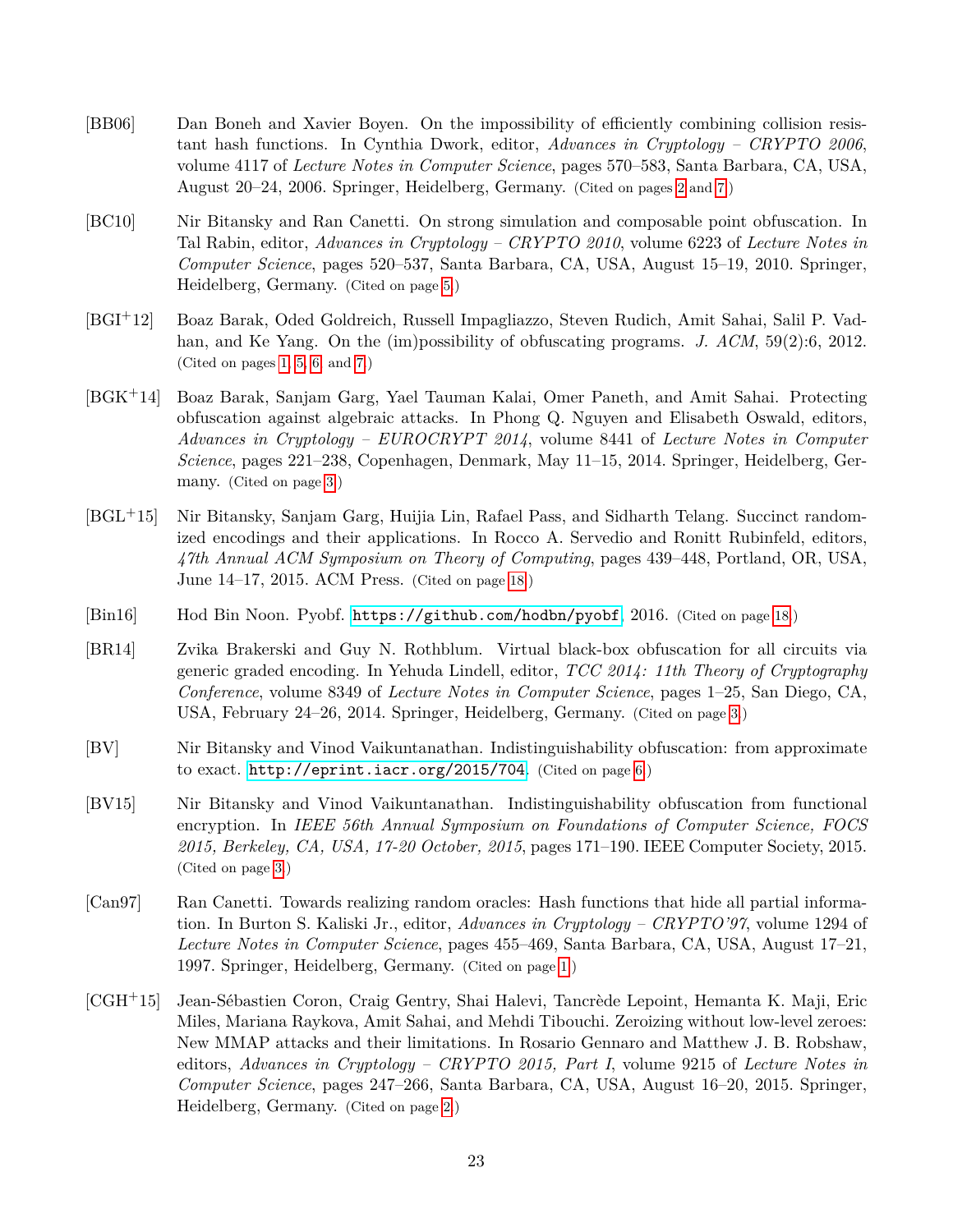[BB06] Dan Boneh and Xavier Boyen. On the impossibility of efficiently combining collision resistant hash functions. In Cynthia Dwork, editor, *Advances in Cryptology – CRYPTO 2006*, volume 4117 of *Lecture Notes in Computer Science*, pages 570–583, Santa Barbara, CA, USA, August 20–24, 2006. Springer, Heidelberg, Germany. (Cited on pages 2 and 7.)

[BC10] Nir Bitansky and Ran Canetti. On strong simulation and composable point obfuscation. In Tal Rabin, editor, *Advances in Cryptology – CRYPTO 2010*, volume 6223 of *Lecture Notes in Computer Science*, pages 520–537, Santa Barbara, CA, USA, August 15–19, 2010. Springer, Heidelberg, Germany. (Cited on page 5.)

[BGI+12] Boaz Barak, Oded Goldreich, Russell Impagliazzo, Steven Rudich, Amit Sahai, Salil P. Vadhan, and Ke Yang. On the (im)possibility of obfuscating programs. *J. ACM*, 59(2):6, 2012. (Cited on pages 1, 5, 6, and 7.)

[BGK+14] Boaz Barak, Sanjam Garg, Yael Tauman Kalai, Omer Paneth, and Amit Sahai. Protecting obfuscation against algebraic attacks. In Phong Q. Nguyen and Elisabeth Oswald, editors, *Advances in Cryptology – EUROCRYPT 2014*, volume 8441 of *Lecture Notes in Computer Science*, pages 221–238, Copenhagen, Denmark, May 11–15, 2014. Springer, Heidelberg, Germany. (Cited on page 3.)

[BGL+15] Nir Bitansky, Sanjam Garg, Huijia Lin, Rafael Pass, and Sidharth Telang. Succinct randomized encodings and their applications. In Rocco A. Servedio and Ronitt Rubinfeld, editors, *47th Annual ACM Symposium on Theory of Computing*, pages 439–448, Portland, OR, USA, June 14–17, 2015. ACM Press. (Cited on page 18.)

[Bin16] Hod Bin Noon. Pyobf. `https://github.com/hodbn/pyobf`, 2016. (Cited on page 18.)

[BR14] Zvika Brakerski and Guy N. Rothblum. Virtual black-box obfuscation for all circuits via generic graded encoding. In Yehuda Lindell, editor, *TCC 2014: 11th Theory of Cryptography Conference*, volume 8349 of *Lecture Notes in Computer Science*, pages 1–25, San Diego, CA, USA, February 24–26, 2014. Springer, Heidelberg, Germany. (Cited on page 3.)

[BV] Nir Bitansky and Vinod Vaikuntanathan. Indistinguishability obfuscation: from approximate to exact. `http://eprint.iacr.org/2015/704`. (Cited on page 6.)

[BV15] Nir Bitansky and Vinod Vaikuntanathan. Indistinguishability obfuscation from functional encryption. In *IEEE 56th Annual Symposium on Foundations of Computer Science, FOCS 2015, Berkeley, CA, USA, 17-20 October, 2015*, pages 171–190. IEEE Computer Society, 2015. (Cited on page 3.)

[Can97] Ran Canetti. Towards realizing random oracles: Hash functions that hide all partial information. In Burton S. Kaliski Jr., editor, *Advances in Cryptology – CRYPTO'97*, volume 1294 of *Lecture Notes in Computer Science*, pages 455–469, Santa Barbara, CA, USA, August 17–21, 1997. Springer, Heidelberg, Germany. (Cited on page 1.)

[CGH+15] Jean-Sébastien Coron, Craig Gentry, Shai Halevi, Tancrède Lepoint, Hemanta K. Maji, Eric Miles, Mariana Raykova, Amit Sahai, and Mehdi Tibouchi. Zeroizing without low-level zeroes: New MMAP attacks and their limitations. In Rosario Gennaro and Matthew J. B. Robshaw, editors, *Advances in Cryptology – CRYPTO 2015, Part I*, volume 9215 of *Lecture Notes in Computer Science*, pages 247–266, Santa Barbara, CA, USA, August 16–20, 2015. Springer, Heidelberg, Germany. (Cited on page 2.)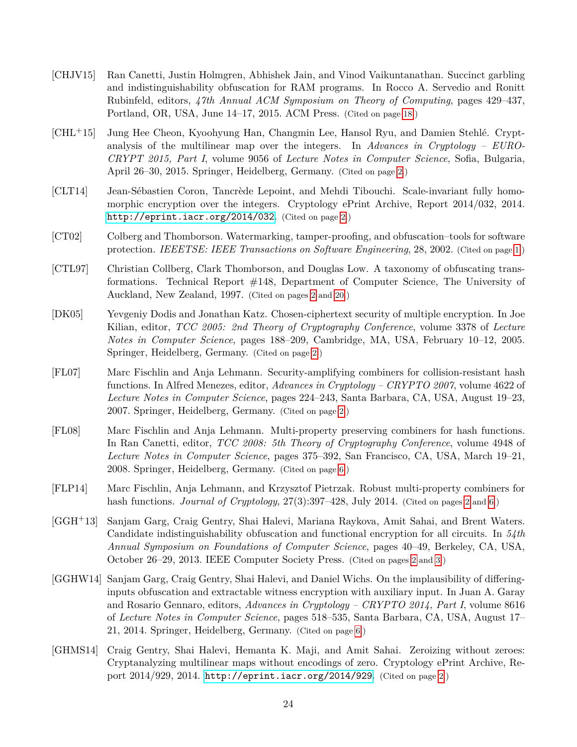[CHJV15] Ran Canetti, Justin Holmgren, Abhishek Jain, and Vinod Vaikuntanathan. Succinct garbling and indistinguishability obfuscation for RAM programs. In Rocco A. Servedio and Ronitt Rubinfeld, editors, *47th Annual ACM Symposium on Theory of Computing*, pages 429–437, Portland, OR, USA, June 14–17, 2015. ACM Press. (Cited on page 18.)

[CHL+15] Jung Hee Cheon, Kyoohyung Han, Changmin Lee, Hansol Ryu, and Damien Stehlé. Cryptanalysis of the multilinear map over the integers. In *Advances in Cryptology – EUROCRYPT 2015, Part I*, volume 9056 of *Lecture Notes in Computer Science*, Sofia, Bulgaria, April 26–30, 2015. Springer, Heidelberg, Germany. (Cited on page 2.)

[CLT14] Jean-Sébastien Coron, Tancrède Lepoint, and Mehdi Tibouchi. Scale-invariant fully homomorphic encryption over the integers. Cryptology ePrint Archive, Report 2014/032, 2014. http://eprint.iacr.org/2014/032. (Cited on page 2.)

[CT02] Colberg and Thomborson. Watermarking, tamper-proofing, and obfuscation–tools for software protection. *IEEETSE: IEEE Transactions on Software Engineering*, 28, 2002. (Cited on page 1.)

[CTL97] Christian Collberg, Clark Thomborson, and Douglas Low. A taxonomy of obfuscating transformations. Technical Report #148, Department of Computer Science, The University of Auckland, New Zealand, 1997. (Cited on pages 2 and 20.)

[DK05] Yevgeniy Dodis and Jonathan Katz. Chosen-ciphertext security of multiple encryption. In Joe Kilian, editor, *TCC 2005: 2nd Theory of Cryptography Conference*, volume 3378 of *Lecture Notes in Computer Science*, pages 188–209, Cambridge, MA, USA, February 10–12, 2005. Springer, Heidelberg, Germany. (Cited on page 2.)

[FL07] Marc Fischlin and Anja Lehmann. Security-amplifying combiners for collision-resistant hash functions. In Alfred Menezes, editor, *Advances in Cryptology – CRYPTO 2007*, volume 4622 of *Lecture Notes in Computer Science*, pages 224–243, Santa Barbara, CA, USA, August 19–23, 2007. Springer, Heidelberg, Germany. (Cited on page 2.)

[FL08] Marc Fischlin and Anja Lehmann. Multi-property preserving combiners for hash functions. In Ran Canetti, editor, *TCC 2008: 5th Theory of Cryptography Conference*, volume 4948 of *Lecture Notes in Computer Science*, pages 375–392, San Francisco, CA, USA, March 19–21, 2008. Springer, Heidelberg, Germany. (Cited on page 6.)

[FLP14] Marc Fischlin, Anja Lehmann, and Krzysztof Pietrzak. Robust multi-property combiners for hash functions. *Journal of Cryptology*, 27(3):397–428, July 2014. (Cited on pages 2 and 6.)

[GGH+13] Sanjam Garg, Craig Gentry, Shai Halevi, Mariana Raykova, Amit Sahai, and Brent Waters. Candidate indistinguishability obfuscation and functional encryption for all circuits. In *54th Annual Symposium on Foundations of Computer Science*, pages 40–49, Berkeley, CA, USA, October 26–29, 2013. IEEE Computer Society Press. (Cited on pages 2 and 3.)

[GGHW14] Sanjam Garg, Craig Gentry, Shai Halevi, and Daniel Wichs. On the implausibility of differing-inputs obfuscation and extractable witness encryption with auxiliary input. In Juan A. Garay and Rosario Gennaro, editors, *Advances in Cryptology – CRYPTO 2014, Part I*, volume 8616 of *Lecture Notes in Computer Science*, pages 518–535, Santa Barbara, CA, USA, August 17–21, 2014. Springer, Heidelberg, Germany. (Cited on page 6.)

[GHMS14] Craig Gentry, Shai Halevi, Hemanta K. Maji, and Amit Sahai. Zeroizing without zeroes: Cryptanalyzing multilinear maps without encodings of zero. Cryptology ePrint Archive, Report 2014/929, 2014. http://eprint.iacr.org/2014/929. (Cited on page 2.)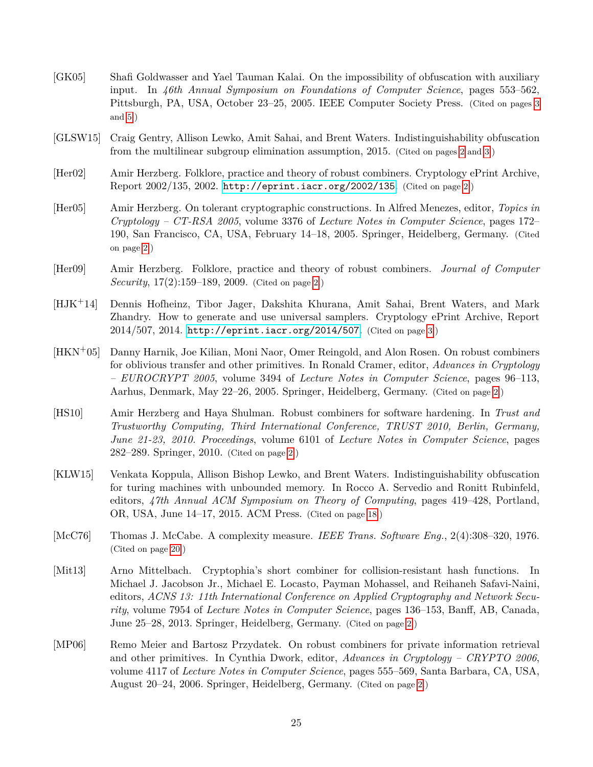[GK05] Shafi Goldwasser and Yael Tauman Kalai. On the impossibility of obfuscation with auxiliary input. In *46th Annual Symposium on Foundations of Computer Science*, pages 553–562, Pittsburgh, PA, USA, October 23–25, 2005. IEEE Computer Society Press. (Cited on pages 3 and 5.)

[GLSW15] Craig Gentry, Allison Lewko, Amit Sahai, and Brent Waters. Indistinguishability obfuscation from the multilinear subgroup elimination assumption, 2015. (Cited on pages 2 and 3.)

[Her02] Amir Herzberg. Folklore, practice and theory of robust combiners. Cryptology ePrint Archive, Report 2002/135, 2002. http://eprint.iacr.org/2002/135. (Cited on page 2.)

[Her05] Amir Herzberg. On tolerant cryptographic constructions. In Alfred Menezes, editor, *Topics in Cryptology – CT-RSA 2005*, volume 3376 of *Lecture Notes in Computer Science*, pages 172–190, San Francisco, CA, USA, February 14–18, 2005. Springer, Heidelberg, Germany. (Cited on page 2.)

[Her09] Amir Herzberg. Folklore, practice and theory of robust combiners. *Journal of Computer Security*, 17(2):159–189, 2009. (Cited on page 2.)

[HJK+14] Dennis Hofheinz, Tibor Jager, Dakshita Khurana, Amit Sahai, Brent Waters, and Mark Zhandry. How to generate and use universal samplers. Cryptology ePrint Archive, Report 2014/507, 2014. http://eprint.iacr.org/2014/507. (Cited on page 3.)

[HKN+05] Danny Harnik, Joe Kilian, Moni Naor, Omer Reingold, and Alon Rosen. On robust combiners for oblivious transfer and other primitives. In Ronald Cramer, editor, *Advances in Cryptology – EUROCRYPT 2005*, volume 3494 of *Lecture Notes in Computer Science*, pages 96–113, Aarhus, Denmark, May 22–26, 2005. Springer, Heidelberg, Germany. (Cited on page 2.)

[HS10] Amir Herzberg and Haya Shulman. Robust combiners for software hardening. In *Trust and Trustworthy Computing, Third International Conference, TRUST 2010, Berlin, Germany, June 21-23, 2010. Proceedings*, volume 6101 of *Lecture Notes in Computer Science*, pages 282–289. Springer, 2010. (Cited on page 2.)

[KLW15] Venkata Koppula, Allison Bishop Lewko, and Brent Waters. Indistinguishability obfuscation for turing machines with unbounded memory. In Rocco A. Servedio and Ronitt Rubinfeld, editors, *47th Annual ACM Symposium on Theory of Computing*, pages 419–428, Portland, OR, USA, June 14–17, 2015. ACM Press. (Cited on page 18.)

[McC76] Thomas J. McCabe. A complexity measure. *IEEE Trans. Software Eng.*, 2(4):308–320, 1976. (Cited on page 20.)

[Mit13] Arno Mittelbach. Cryptophia's short combiner for collision-resistant hash functions. In Michael J. Jacobson Jr., Michael E. Locasto, Payman Mohassel, and Reihaneh Safavi-Naini, editors, *ACNS 13: 11th International Conference on Applied Cryptography and Network Security*, volume 7954 of *Lecture Notes in Computer Science*, pages 136–153, Banff, AB, Canada, June 25–28, 2013. Springer, Heidelberg, Germany. (Cited on page 2.)

[MP06] Remo Meier and Bartosz Przydatek. On robust combiners for private information retrieval and other primitives. In Cynthia Dwork, editor, *Advances in Cryptology – CRYPTO 2006*, volume 4117 of *Lecture Notes in Computer Science*, pages 555–569, Santa Barbara, CA, USA, August 20–24, 2006. Springer, Heidelberg, Germany. (Cited on page 2.)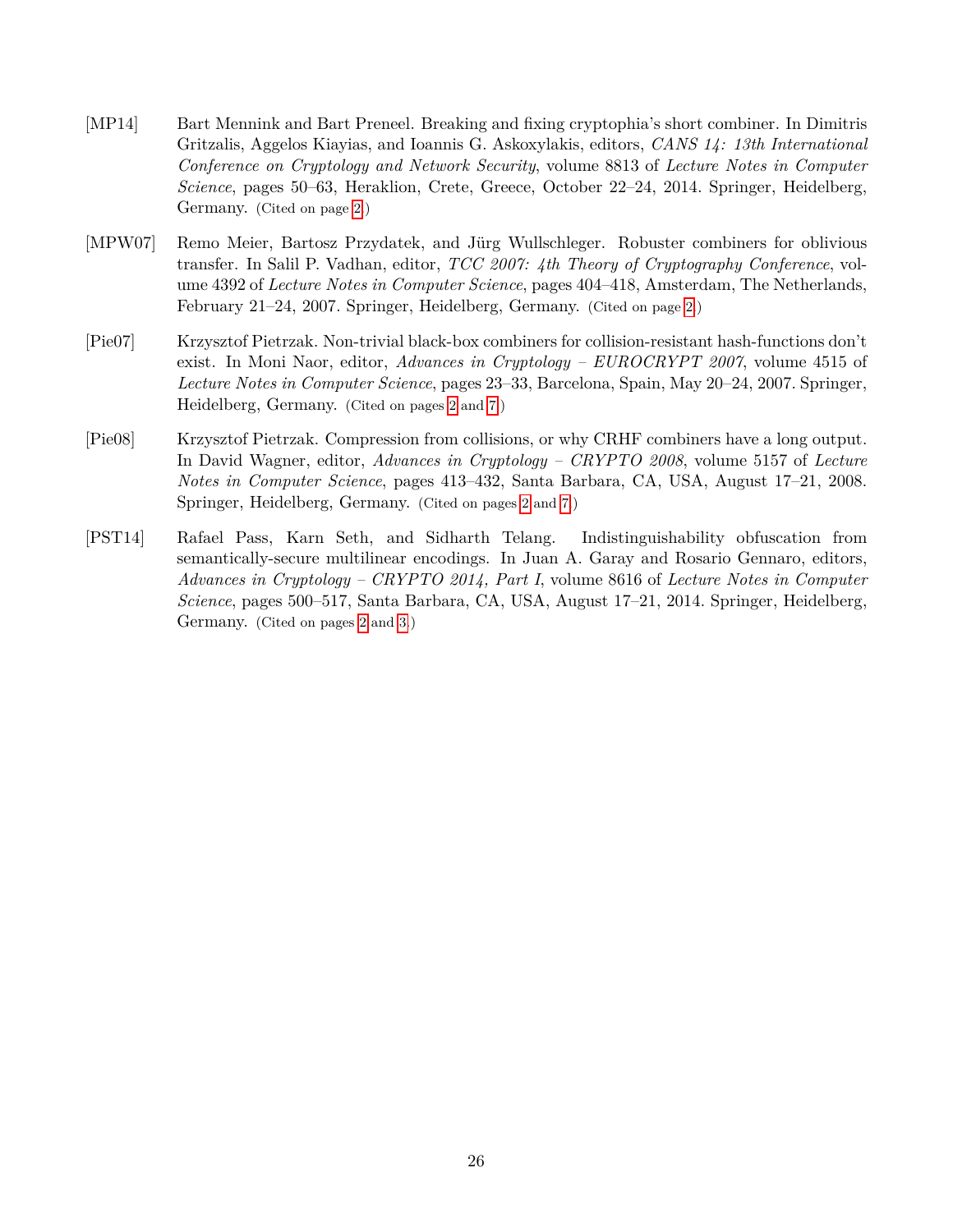[MP14] Bart Mennink and Bart Preneel. Breaking and fixing cryptophia's short combiner. In Dimitris Gritzalis, Aggelos Kiayias, and Ioannis G. Askoxylakis, editors, *CANS 14: 13th International Conference on Cryptology and Network Security*, volume 8813 of *Lecture Notes in Computer Science*, pages 50–63, Heraklion, Crete, Greece, October 22–24, 2014. Springer, Heidelberg, Germany. (Cited on page 2.)

[MPW07] Remo Meier, Bartosz Przydatek, and Jürg Wullschleger. Robuster combiners for oblivious transfer. In Salil P. Vadhan, editor, *TCC 2007: 4th Theory of Cryptography Conference*, volume 4392 of *Lecture Notes in Computer Science*, pages 404–418, Amsterdam, The Netherlands, February 21–24, 2007. Springer, Heidelberg, Germany. (Cited on page 2.)

[Pie07] Krzysztof Pietrzak. Non-trivial black-box combiners for collision-resistant hash-functions don't exist. In Moni Naor, editor, *Advances in Cryptology – EUROCRYPT 2007*, volume 4515 of *Lecture Notes in Computer Science*, pages 23–33, Barcelona, Spain, May 20–24, 2007. Springer, Heidelberg, Germany. (Cited on pages 2 and 7.)

[Pie08] Krzysztof Pietrzak. Compression from collisions, or why CRHF combiners have a long output. In David Wagner, editor, *Advances in Cryptology – CRYPTO 2008*, volume 5157 of *Lecture Notes in Computer Science*, pages 413–432, Santa Barbara, CA, USA, August 17–21, 2008. Springer, Heidelberg, Germany. (Cited on pages 2 and 7.)

[PST14] Rafael Pass, Karn Seth, and Sidharth Telang. Indistinguishability obfuscation from semantically-secure multilinear encodings. In Juan A. Garay and Rosario Gennaro, editors, *Advances in Cryptology – CRYPTO 2014, Part I*, volume 8616 of *Lecture Notes in Computer Science*, pages 500–517, Santa Barbara, CA, USA, August 17–21, 2014. Springer, Heidelberg, Germany. (Cited on pages 2 and 3.)